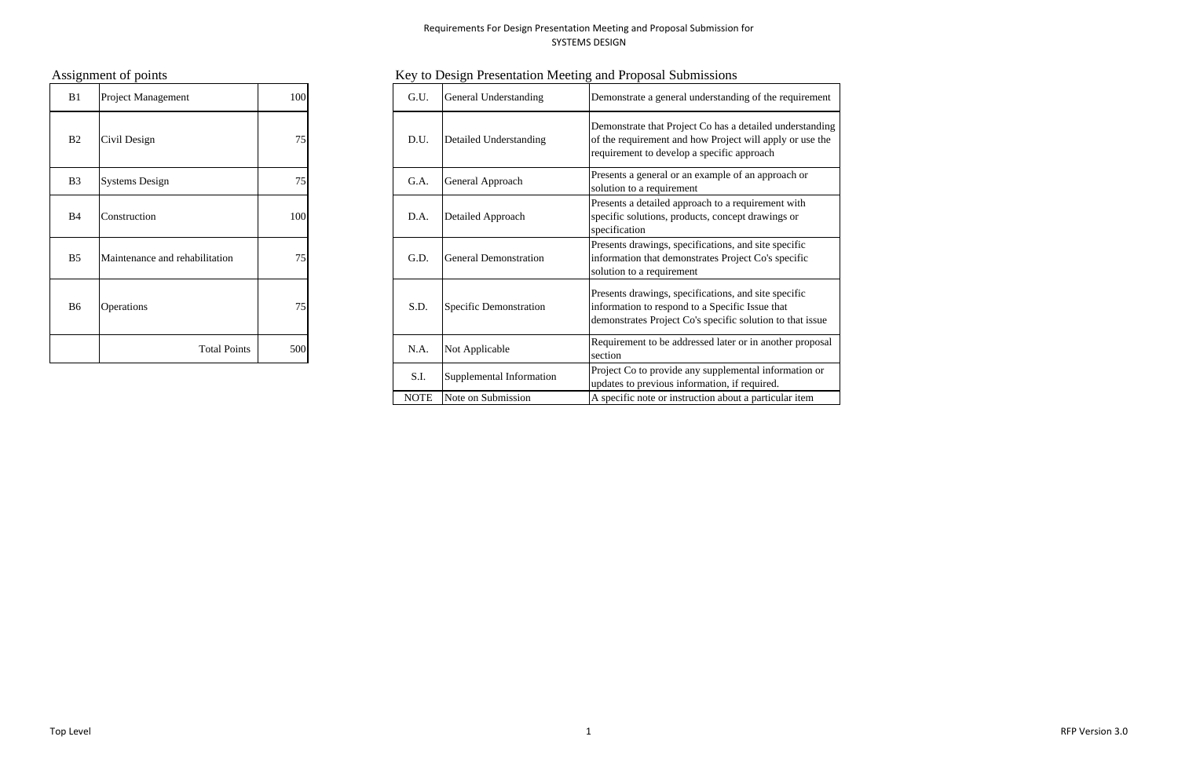# Requirements For Design Presentation Meeting and Proposal Submission for SYSTEMS DESIGN

## Assignment of points

| | | |
|---|---|---|
| B1 | Project Management | 100 |
| B2 | Civil Design | 75 |
| B3 | Systems Design | 75 |
| B4 | Construction | 100 |
| B5 | Maintenance and rehabilitation | 75 |
| B6 | Operations | 75 |
| | Total Points | 500 |

## Key to Design Presentation Meeting and Proposal Submissions

| | | |
|---|---|---|
| G.U. | General Understanding | Demonstrate a general understanding of the requirement |
| D.U. | Detailed Understanding | Demonstrate that Project Co has a detailed understanding of the requirement and how Project will apply or use the requirement to develop a specific approach |
| G.A. | General Approach | Presents a general or an example of an approach or solution to a requirement |
| D.A. | Detailed Approach | Presents a detailed approach to a requirement with specific solutions, products, concept drawings or specification |
| G.D. | General Demonstration | Presents drawings, specifications, and site specific information that demonstrates Project Co's specific solution to a requirement |
| S.D. | Specific Demonstration | Presents drawings, specifications, and site specific information to respond to a Specific Issue that demonstrates Project Co's specific solution to that issue |
| N.A. | Not Applicable | Requirement to be addressed later or in another proposal section |
| S.I. | Supplemental Information | Project Co to provide any supplemental information or updates to previous information, if required. |
| NOTE | Note on Submission | A specific note or instruction about a particular item |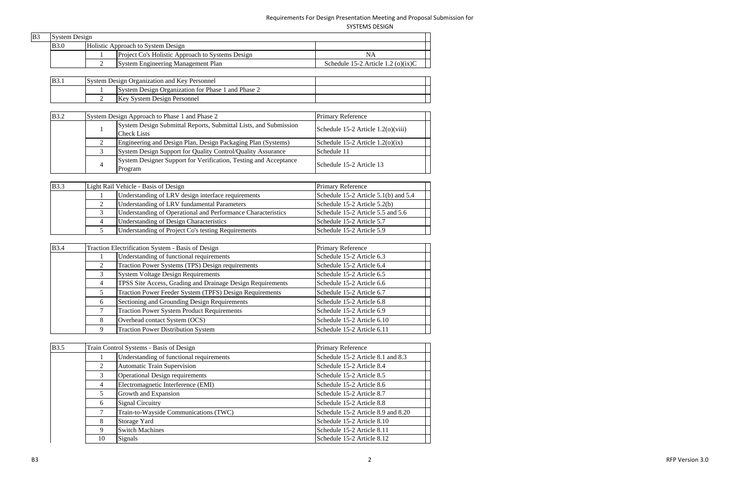# Requirements For Design Presentation Meeting and Proposal Submission for SYSTEMS DESIGN

| B3 | System Design | | |
|---|---|---|---|
| B3.0 | Holistic Approach to System Design | | |
| | 1 | Project Co's Holistic Approach to Systems Design | NA |
| | 2 | System Engineering Management Plan | Schedule 15-2 Article 1.2 (o)(ix)C |

| B3.1 | System Design Organization and Key Personnel | | |
|---|---|---|---|
| | 1 | System Design Organization for Phase 1 and Phase 2 | |
| | 2 | Key System Design Personnel | |

| B3.2 | System Design Approach to Phase 1 and Phase 2 | | Primary Reference |
|---|---|---|---|
| | 1 | System Design Submittal Reports, Submittal Lists, and Submission Check Lists | Schedule 15-2 Article 1.2(o)(viii) |
| | 2 | Engineering and Design Plan, Design Packaging Plan (Systems) | Schedule 15-2 Article 1.2(o)(ix) |
| | 3 | System Design Support for Quality Control/Quality Assurance | Schedule 11 |
| | 4 | System Designer Support for Verification, Testing and Acceptance Program | Schedule 15-2 Article 13 |

| B3.3 | Light Rail Vehicle - Basis of Design | | Primary Reference |
|---|---|---|---|
| | 1 | Understanding of LRV design interface requirements | Schedule 15-2 Article 5.1(b) and 5.4 |
| | 2 | Understanding of LRV fundamental Parameters | Schedule 15-2 Article 5.2(b) |
| | 3 | Understanding of Operational and Performance Characteristics | Schedule 15-2 Article 5.5 and 5.6 |
| | 4 | Understanding of Design Characteristics | Schedule 15-2 Article 5.7 |
| | 5 | Understanding of Project Co's testing Requirements | Schedule 15-2 Article 5.9 |

| B3.4 | Traction Electrification System - Basis of Design | | Primary Reference |
|---|---|---|---|
| | 1 | Understanding of functional requirements | Schedule 15-2 Article 6.3 |
| | 2 | Traction Power Systems (TPS) Design requirements | Schedule 15-2 Article 6.4 |
| | 3 | System Voltage Design Requirements | Schedule 15-2 Article 6.5 |
| | 4 | TPSS Site Access, Grading and Drainage Design Requirements | Schedule 15-2 Article 6.6 |
| | 5 | Traction Power Feeder System (TPFS) Design Requirements | Schedule 15-2 Article 6.7 |
| | 6 | Sectioning and Grounding Design Requirements | Schedule 15-2 Article 6.8 |
| | 7 | Traction Power System Product Requirements | Schedule 15-2 Article 6.9 |
| | 8 | Overhead contact System (OCS) | Schedule 15-2 Article 6.10 |
| | 9 | Traction Power Distribution System | Schedule 15-2 Article 6.11 |

| B3.5 | Train Control Systems - Basis of Design | | Primary Reference |
|---|---|---|---|
| | 1 | Understanding of functional requirements | Schedule 15-2 Article 8.1 and 8.3 |
| | 2 | Automatic Train Supervision | Schedule 15-2 Article 8.4 |
| | 3 | Operational Design requirements | Schedule 15-2 Article 8.5 |
| | 4 | Electromagnetic Interference (EMI) | Schedule 15-2 Article 8.6 |
| | 5 | Growth and Expansion | Schedule 15-2 Article 8.7 |
| | 6 | Signal Circuitry | Schedule 15-2 Article 8.8 |
| | 7 | Train-to-Wayside Communications (TWC) | Schedule 15-2 Article 8.9 and 8.20 |
| | 8 | Storage Yard | Schedule 15-2 Article 8.10 |
| | 9 | Switch Machines | Schedule 15-2 Article 8.11 |
| | 10 | Signals | Schedule 15-2 Article 8.12 |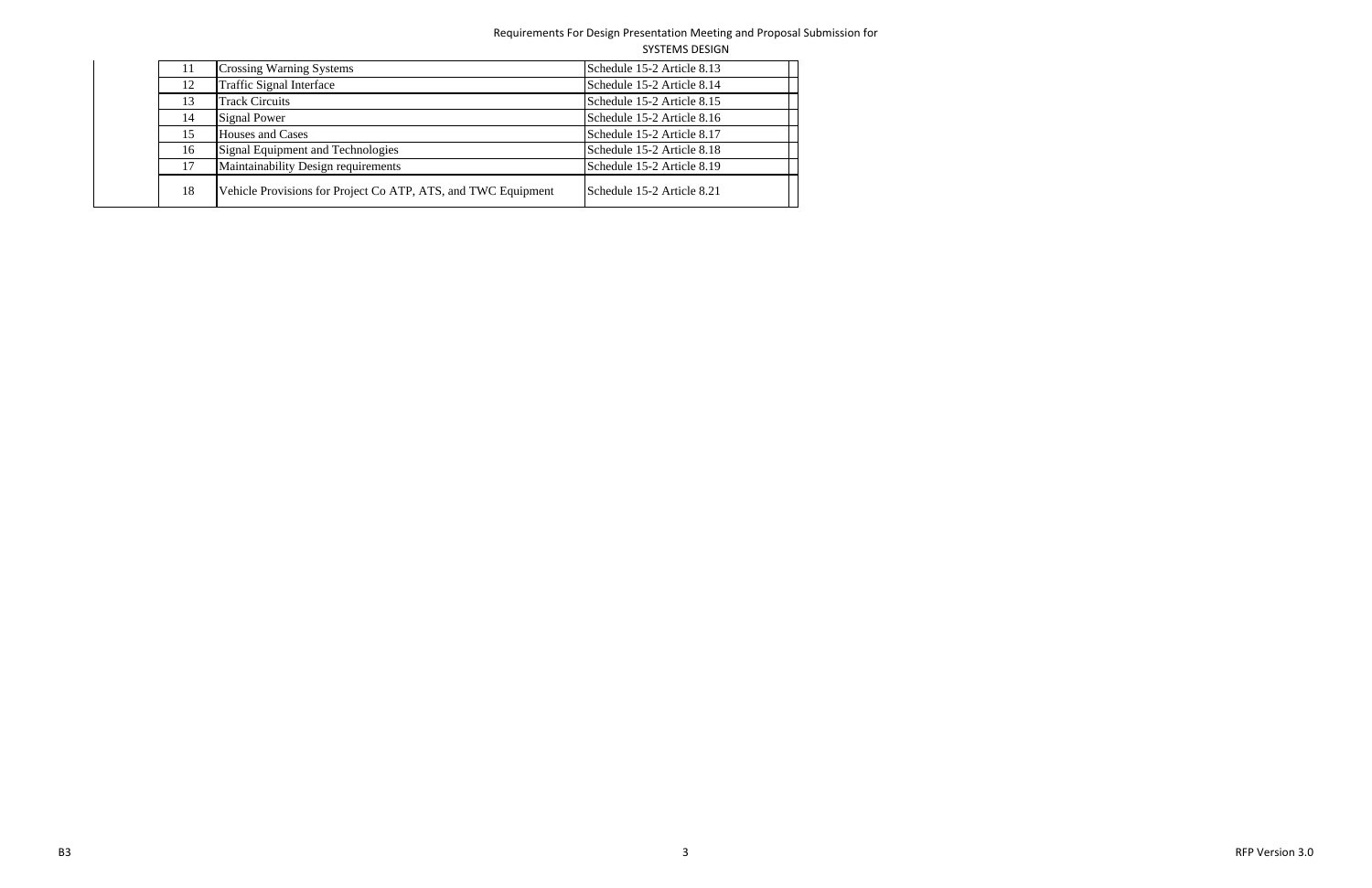|  | 11 | Crossing Warning Systems | Schedule 15-2 Article 8.13 |  |
|---|---|---|---|---|
|  | 12 | Traffic Signal Interface | Schedule 15-2 Article 8.14 |  |
|  | 13 | Track Circuits | Schedule 15-2 Article 8.15 |  |
|  | 14 | Signal Power | Schedule 15-2 Article 8.16 |  |
|  | 15 | Houses and Cases | Schedule 15-2 Article 8.17 |  |
|  | 16 | Signal Equipment and Technologies | Schedule 15-2 Article 8.18 |  |
|  | 17 | Maintainability Design requirements | Schedule 15-2 Article 8.19 |  |
|  | 18 | Vehicle Provisions for Project Co ATP, ATS, and TWC Equipment | Schedule 15-2 Article 8.21 |  |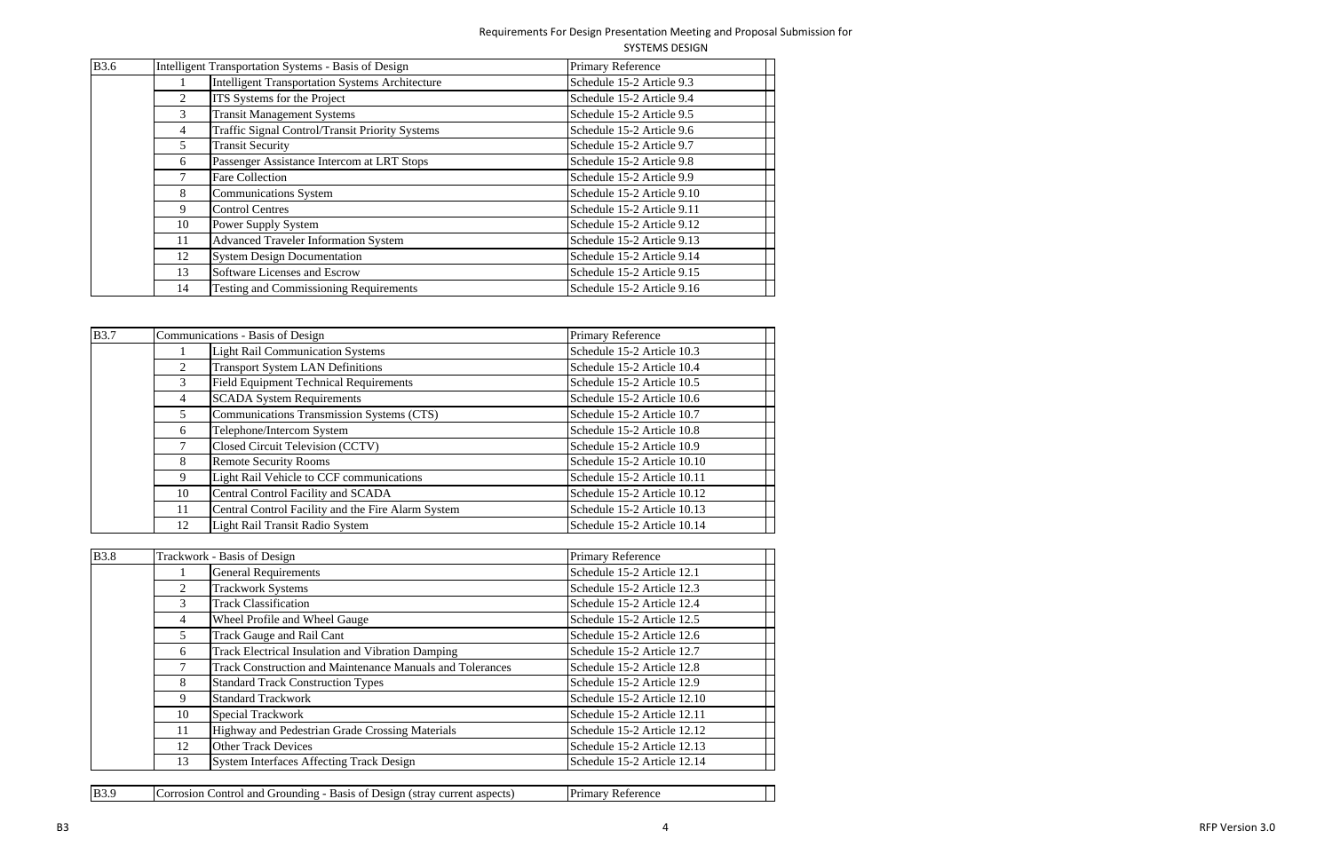| B3.6 | Intelligent Transportation Systems - Basis of Design | | Primary Reference | |
|---|---|---|---|---|
| | 1 | Intelligent Transportation Systems Architecture | Schedule 15-2 Article 9.3 | |
| | 2 | ITS Systems for the Project | Schedule 15-2 Article 9.4 | |
| | 3 | Transit Management Systems | Schedule 15-2 Article 9.5 | |
| | 4 | Traffic Signal Control/Transit Priority Systems | Schedule 15-2 Article 9.6 | |
| | 5 | Transit Security | Schedule 15-2 Article 9.7 | |
| | 6 | Passenger Assistance Intercom at LRT Stops | Schedule 15-2 Article 9.8 | |
| | 7 | Fare Collection | Schedule 15-2 Article 9.9 | |
| | 8 | Communications System | Schedule 15-2 Article 9.10 | |
| | 9 | Control Centres | Schedule 15-2 Article 9.11 | |
| | 10 | Power Supply System | Schedule 15-2 Article 9.12 | |
| | 11 | Advanced Traveler Information System | Schedule 15-2 Article 9.13 | |
| | 12 | System Design Documentation | Schedule 15-2 Article 9.14 | |
| | 13 | Software Licenses and Escrow | Schedule 15-2 Article 9.15 | |
| | 14 | Testing and Commissioning Requirements | Schedule 15-2 Article 9.16 | |

| B3.7 | Communications - Basis of Design | | Primary Reference | |
|---|---|---|---|---|
| | 1 | Light Rail Communication Systems | Schedule 15-2 Article 10.3 | |
| | 2 | Transport System LAN Definitions | Schedule 15-2 Article 10.4 | |
| | 3 | Field Equipment Technical Requirements | Schedule 15-2 Article 10.5 | |
| | 4 | SCADA System Requirements | Schedule 15-2 Article 10.6 | |
| | 5 | Communications Transmission Systems (CTS) | Schedule 15-2 Article 10.7 | |
| | 6 | Telephone/Intercom System | Schedule 15-2 Article 10.8 | |
| | 7 | Closed Circuit Television (CCTV) | Schedule 15-2 Article 10.9 | |
| | 8 | Remote Security Rooms | Schedule 15-2 Article 10.10 | |
| | 9 | Light Rail Vehicle to CCF communications | Schedule 15-2 Article 10.11 | |
| | 10 | Central Control Facility and SCADA | Schedule 15-2 Article 10.12 | |
| | 11 | Central Control Facility and the Fire Alarm System | Schedule 15-2 Article 10.13 | |
| | 12 | Light Rail Transit Radio System | Schedule 15-2 Article 10.14 | |

| B3.8 | Trackwork - Basis of Design | | Primary Reference | |
|---|---|---|---|---|
| | 1 | General Requirements | Schedule 15-2 Article 12.1 | |
| | 2 | Trackwork Systems | Schedule 15-2 Article 12.3 | |
| | 3 | Track Classification | Schedule 15-2 Article 12.4 | |
| | 4 | Wheel Profile and Wheel Gauge | Schedule 15-2 Article 12.5 | |
| | 5 | Track Gauge and Rail Cant | Schedule 15-2 Article 12.6 | |
| | 6 | Track Electrical Insulation and Vibration Damping | Schedule 15-2 Article 12.7 | |
| | 7 | Track Construction and Maintenance Manuals and Tolerances | Schedule 15-2 Article 12.8 | |
| | 8 | Standard Track Construction Types | Schedule 15-2 Article 12.9 | |
| | 9 | Standard Trackwork | Schedule 15-2 Article 12.10 | |
| | 10 | Special Trackwork | Schedule 15-2 Article 12.11 | |
| | 11 | Highway and Pedestrian Grade Crossing Materials | Schedule 15-2 Article 12.12 | |
| | 12 | Other Track Devices | Schedule 15-2 Article 12.13 | |
| | 13 | System Interfaces Affecting Track Design | Schedule 15-2 Article 12.14 | |

| B3.9 | Corrosion Control and Grounding - Basis of Design (stray current aspects) | | Primary Reference | |
|---|---|---|---|---|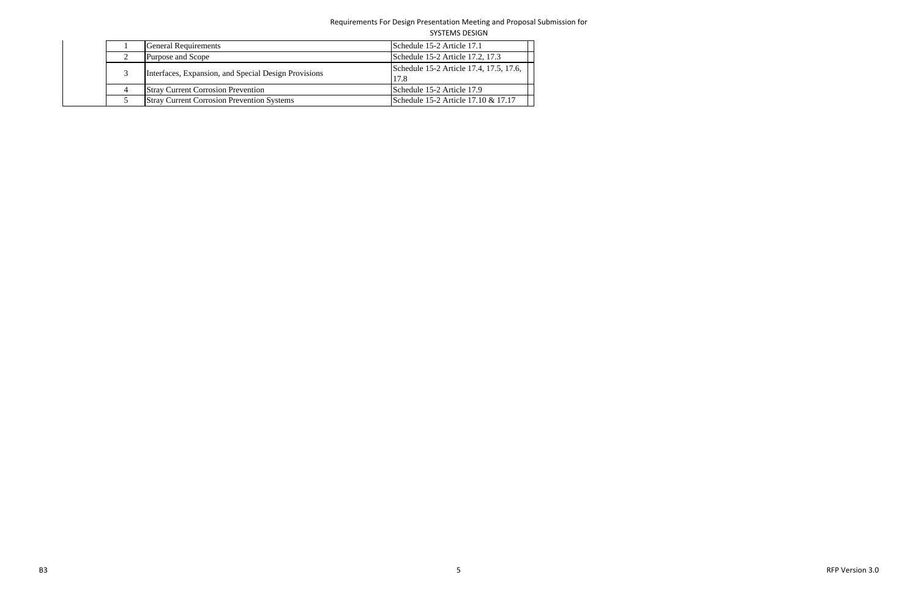Requirements For Design Presentation Meeting and Proposal Submission for

SYSTEMS DESIGN

| | # | Item | Reference | |
|---|---|---|---|---|
| | 1 | General Requirements | Schedule 15-2 Article 17.1 | |
| | 2 | Purpose and Scope | Schedule 15-2 Article 17.2, 17.3 | |
| | 3 | Interfaces, Expansion, and Special Design Provisions | Schedule 15-2 Article 17.4, 17.5, 17.6, 17.8 | |
| | 4 | Stray Current Corrosion Prevention | Schedule 15-2 Article 17.9 | |
| | 5 | Stray Current Corrosion Prevention Systems | Schedule 15-2 Article 17.10 & 17.17 | |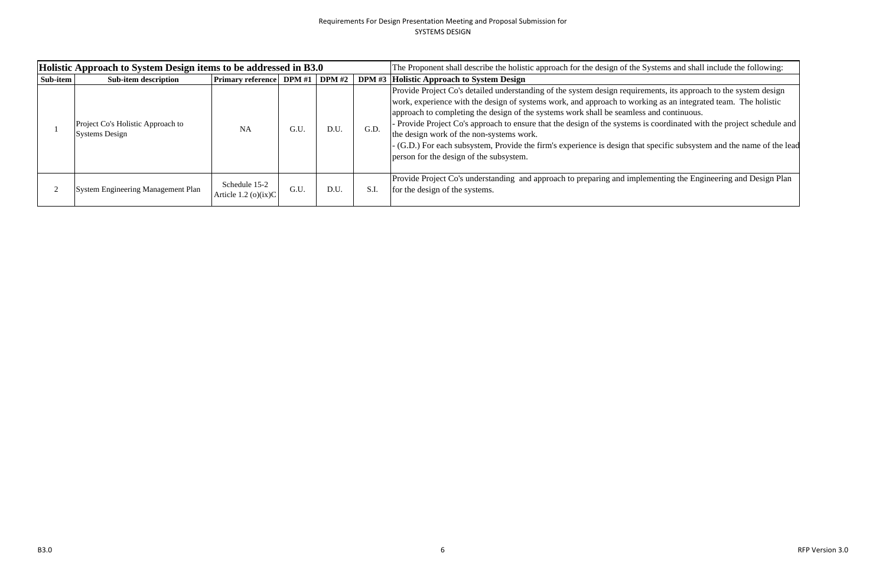Requirements For Design Presentation Meeting and Proposal Submission for
SYSTEMS DESIGN

| Holistic Approach to System Design items to be addressed in B3.0 | | | | | | The Proponent shall describe the holistic approach for the design of the Systems and shall include the following: |
|---|---|---|---|---|---|---|
| **Sub-item** | **Sub-item description** | **Primary reference** | **DPM #1** | **DPM #2** | **DPM #3** | **Holistic Approach to System Design** |
| 1 | Project Co's Holistic Approach to Systems Design | NA | G.U. | D.U. | G.D. | Provide Project Co's detailed understanding of the system design requirements, its approach to the system design work, experience with the design of systems work, and approach to working as an integrated team. The holistic approach to completing the design of the systems work shall be seamless and continuous.<br>- Provide Project Co's approach to ensure that the design of the systems is coordinated with the project schedule and the design work of the non-systems work.<br>- (G.D.) For each subsystem, Provide the firm's experience is design that specific subsystem and the name of the lead person for the design of the subsystem. |
| 2 | System Engineering Management Plan | Schedule 15-2 Article 1.2 (o)(ix)C | G.U. | D.U. | S.I. | Provide Project Co's understanding and approach to preparing and implementing the Engineering and Design Plan for the design of the systems. |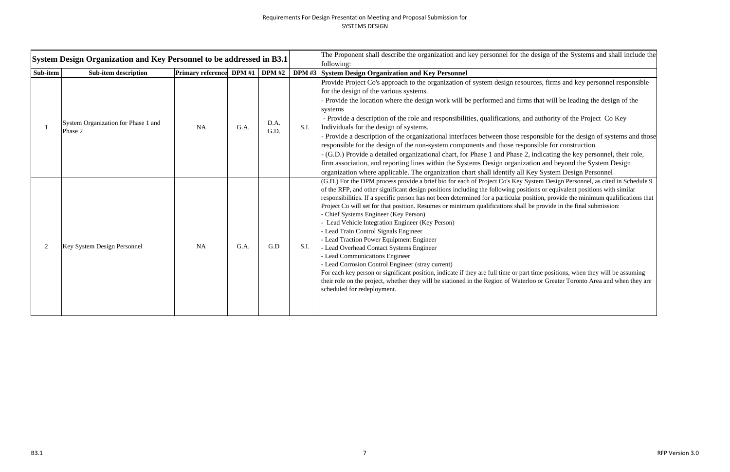Requirements For Design Presentation Meeting and Proposal Submission for SYSTEMS DESIGN

| System Design Organization and Key Personnel to be addressed in B3.1 | | | | | | The Proponent shall describe the organization and key personnel for the design of the Systems and shall include the following: |
|---|---|---|---|---|---|---|
| **Sub-item** | **Sub-item description** | **Primary reference** | **DPM #1** | **DPM #2** | **DPM #3** | **System Design Organization and Key Personnel** |
| 1 | System Organization for Phase 1 and Phase 2 | NA | G.A. | D.A. G.D. | S.I. | Provide Project Co's approach to the organization of system design resources, firms and key personnel responsible for the design of the various systems.<br>- Provide the location where the design work will be performed and firms that will be leading the design of the systems<br>- Provide a description of the role and responsibilities, qualifications, and authority of the Project Co Key Individuals for the design of systems.<br>- Provide a description of the organizational interfaces between those responsible for the design of systems and those responsible for the design of the non-system components and those responsible for construction.<br>- (G.D.) Provide a detailed organizational chart, for Phase 1 and Phase 2, indicating the key personnel, their role, firm association, and reporting lines within the Systems Design organization and beyond the System Design organization where applicable. The organization chart shall identify all Key System Design Personnel |
| 2 | Key System Design Personnel | NA | G.A. | G.D | S.I. | (G.D.) For the DPM process provide a brief bio for each of Project Co's Key System Design Personnel, as cited in Schedule 9 of the RFP, and other significant design positions including the following positions or equivalent positions with similar responsibilities. If a specific person has not been determined for a particular position, provide the minimum qualifications that Project Co will set for that position. Resumes or minimum qualifications shall be provide in the final submission:<br>- Chief Systems Engineer (Key Person)<br>- Lead Vehicle Integration Engineer (Key Person)<br>- Lead Train Control Signals Engineer<br>- Lead Traction Power Equipment Engineer<br>- Lead Overhead Contact Systems Engineer<br>- Lead Communications Engineer<br>- Lead Corrosion Control Engineer (stray current)<br>For each key person or significant position, indicate if they are full time or part time positions, when they will be assuming their role on the project, whether they will be stationed in the Region of Waterloo or Greater Toronto Area and when they are scheduled for redeployment. |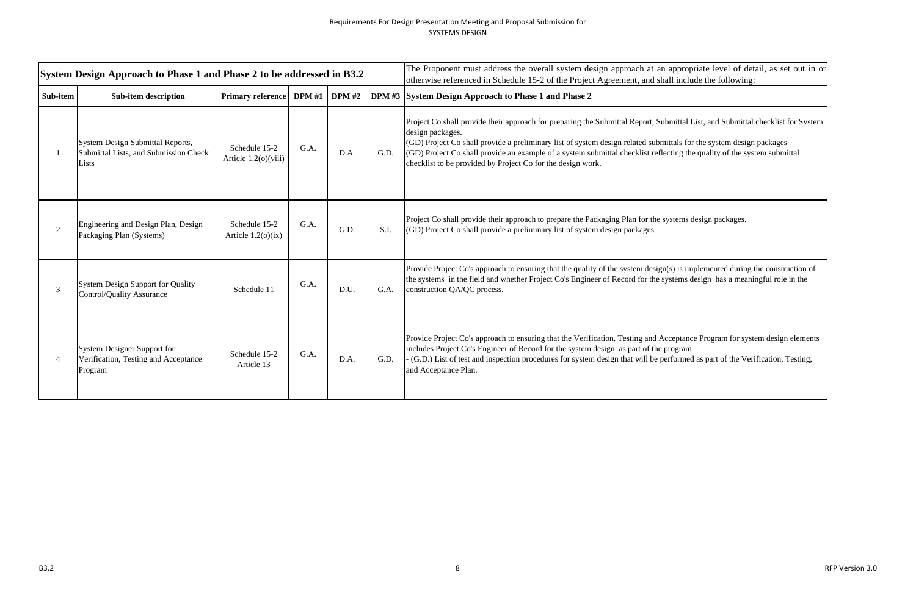| System Design Approach to Phase 1 and Phase 2 to be addressed in B3.2 | | | | | | The Proponent must address the overall system design approach at an appropriate level of detail, as set out in or otherwise referenced in Schedule 15-2 of the Project Agreement, and shall include the following: |
|---|---|---|---|---|---|---|
| **Sub-item** | **Sub-item description** | **Primary reference** | **DPM #1** | **DPM #2** | **DPM #3** | **System Design Approach to Phase 1 and Phase 2** |
| 1 | System Design Submittal Reports, Submittal Lists, and Submission Check Lists | Schedule 15-2 Article 1.2(o)(viii) | G.A. | D.A. | G.D. | Project Co shall provide their approach for preparing the Submittal Report, Submittal List, and Submittal checklist for System design packages.<br>(GD) Project Co shall provide a preliminary list of system design related submittals for the system design packages<br>(GD) Project Co shall provide an example of a system submittal checklist reflecting the quality of the system submittal checklist to be provided by Project Co for the design work. |
| 2 | Engineering and Design Plan, Design Packaging Plan (Systems) | Schedule 15-2 Article 1.2(o)(ix) | G.A. | G.D. | S.I. | Project Co shall provide their approach to prepare the Packaging Plan for the systems design packages.<br>(GD) Project Co shall provide a preliminary list of system design packages |
| 3 | System Design Support for Quality Control/Quality Assurance | Schedule 11 | G.A. | D.U. | G.A. | Provide Project Co's approach to ensuring that the quality of the system design(s) is implemented during the construction of the systems in the field and whether Project Co's Engineer of Record for the systems design has a meaningful role in the construction QA/QC process. |
| 4 | System Designer Support for Verification, Testing and Acceptance Program | Schedule 15-2 Article 13 | G.A. | D.A. | G.D. | Provide Project Co's approach to ensuring that the Verification, Testing and Acceptance Program for system design elements includes Project Co's Engineer of Record for the system design as part of the program<br>- (G.D.) List of test and inspection procedures for system design that will be performed as part of the Verification, Testing, and Acceptance Plan. |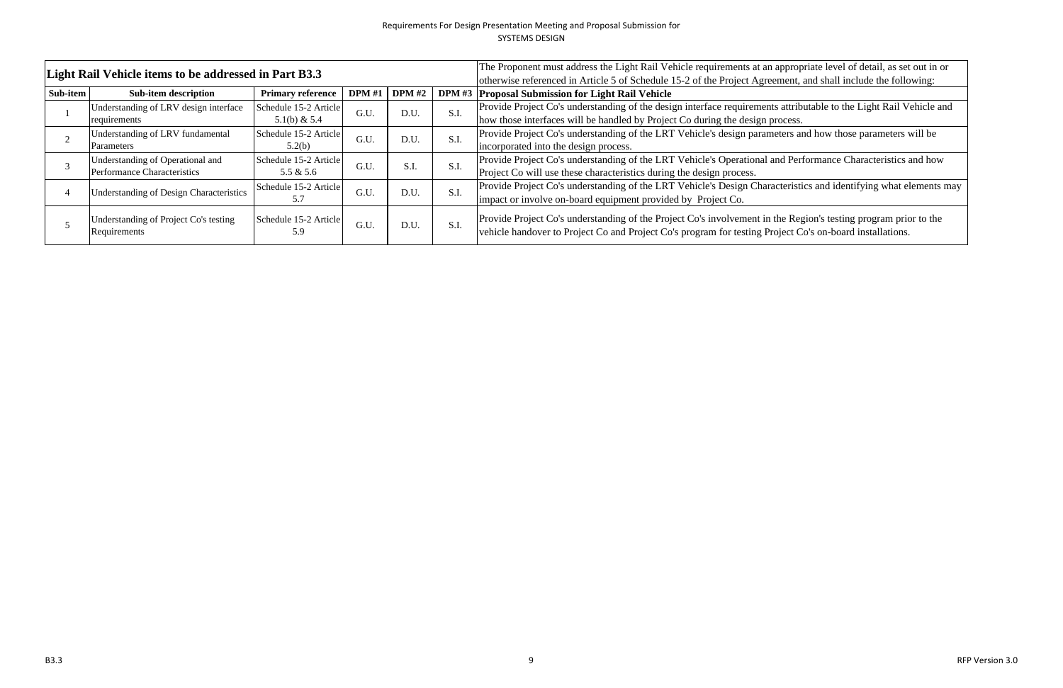Requirements For Design Presentation Meeting and Proposal Submission for
SYSTEMS DESIGN

| **Light Rail Vehicle items to be addressed in Part B3.3** | | | | | | The Proponent must address the Light Rail Vehicle requirements at an appropriate level of detail, as set out in or otherwise referenced in Article 5 of Schedule 15-2 of the Project Agreement, and shall include the following: |
|---|---|---|---|---|---|---|
| **Sub-item** | **Sub-item description** | **Primary reference** | **DPM #1** | **DPM #2** | **DPM #3** | **Proposal Submission for Light Rail Vehicle** |
| 1 | Understanding of LRV design interface requirements | Schedule 15-2 Article 5.1(b) & 5.4 | G.U. | D.U. | S.I. | Provide Project Co's understanding of the design interface requirements attributable to the Light Rail Vehicle and how those interfaces will be handled by Project Co during the design process. |
| 2 | Understanding of LRV fundamental Parameters | Schedule 15-2 Article 5.2(b) | G.U. | D.U. | S.I. | Provide Project Co's understanding of the LRT Vehicle's design parameters and how those parameters will be incorporated into the design process. |
| 3 | Understanding of Operational and Performance Characteristics | Schedule 15-2 Article 5.5 & 5.6 | G.U. | S.I. | S.I. | Provide Project Co's understanding of the LRT Vehicle's Operational and Performance Characteristics and how Project Co will use these characteristics during the design process. |
| 4 | Understanding of Design Characteristics | Schedule 15-2 Article 5.7 | G.U. | D.U. | S.I. | Provide Project Co's understanding of the LRT Vehicle's Design Characteristics and identifying what elements may impact or involve on-board equipment provided by Project Co. |
| 5 | Understanding of Project Co's testing Requirements | Schedule 15-2 Article 5.9 | G.U. | D.U. | S.I. | Provide Project Co's understanding of the Project Co's involvement in the Region's testing program prior to the vehicle handover to Project Co and Project Co's program for testing Project Co's on-board installations. |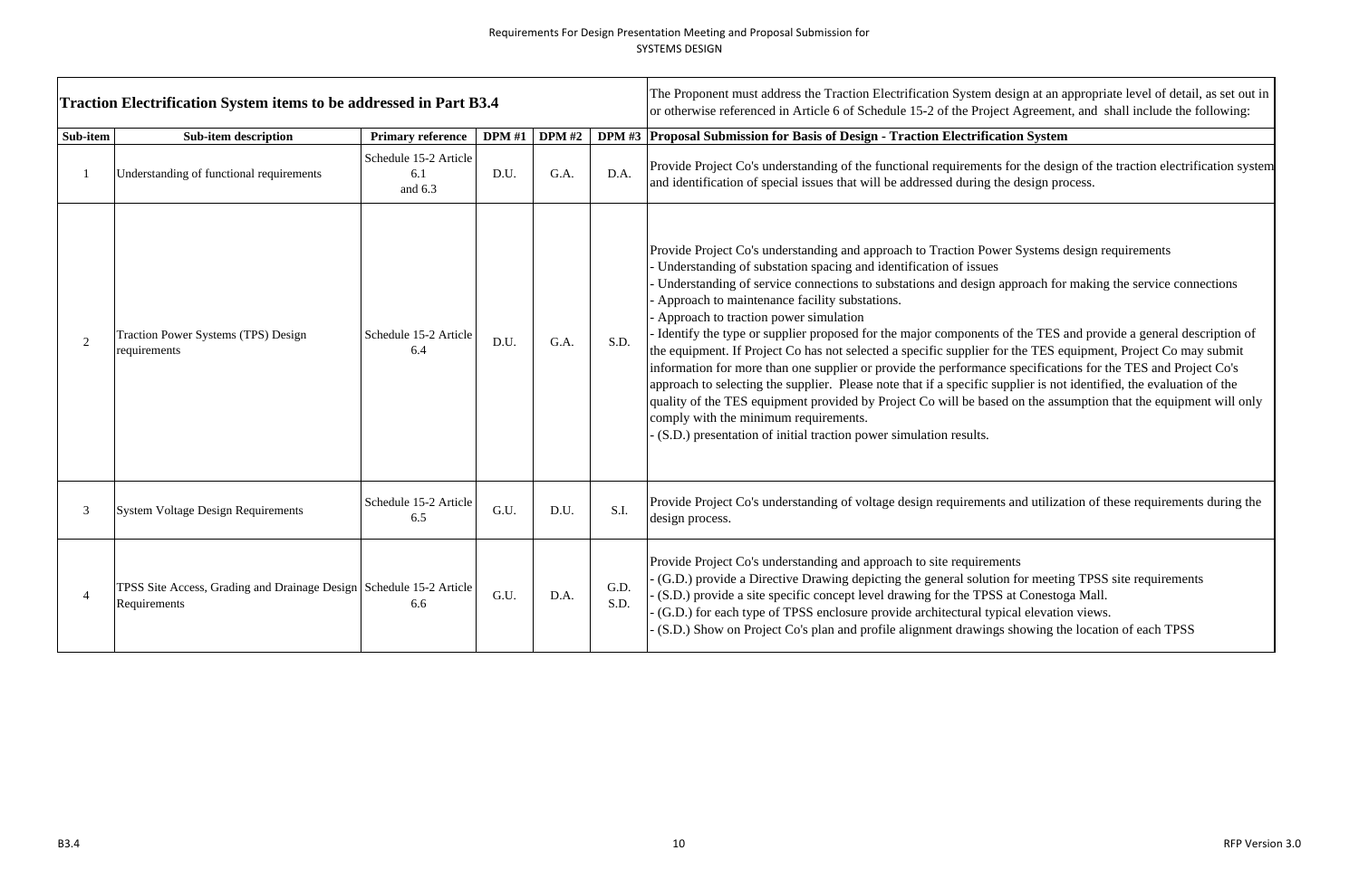Requirements For Design Presentation Meeting and Proposal Submission for
SYSTEMS DESIGN

| **Traction Electrification System items to be addressed in Part B3.4** | | | | | | The Proponent must address the Traction Electrification System design at an appropriate level of detail, as set out in or otherwise referenced in Article 6 of Schedule 15-2 of the Project Agreement, and shall include the following: |
|---|---|---|---|---|---|---|
| **Sub-item** | **Sub-item description** | **Primary reference** | **DPM #1** | **DPM #2** | **DPM #3** | **Proposal Submission for Basis of Design - Traction Electrification System** |
| 1 | Understanding of functional requirements | Schedule 15-2 Article 6.1 and 6.3 | D.U. | G.A. | D.A. | Provide Project Co's understanding of the functional requirements for the design of the traction electrification system and identification of special issues that will be addressed during the design process. |
| 2 | Traction Power Systems (TPS) Design requirements | Schedule 15-2 Article 6.4 | D.U. | G.A. | S.D. | Provide Project Co's understanding and approach to Traction Power Systems design requirements<br>- Understanding of substation spacing and identification of issues<br>- Understanding of service connections to substations and design approach for making the service connections<br>- Approach to maintenance facility substations.<br>- Approach to traction power simulation<br>- Identify the type or supplier proposed for the major components of the TES and provide a general description of the equipment. If Project Co has not selected a specific supplier for the TES equipment, Project Co may submit information for more than one supplier or provide the performance specifications for the TES and Project Co's approach to selecting the supplier. Please note that if a specific supplier is not identified, the evaluation of the quality of the TES equipment provided by Project Co will be based on the assumption that the equipment will only comply with the minimum requirements.<br>- (S.D.) presentation of initial traction power simulation results. |
| 3 | System Voltage Design Requirements | Schedule 15-2 Article 6.5 | G.U. | D.U. | S.I. | Provide Project Co's understanding of voltage design requirements and utilization of these requirements during the design process. |
| 4 | TPSS Site Access, Grading and Drainage Design Requirements | Schedule 15-2 Article 6.6 | G.U. | D.A. | G.D.<br>S.D. | Provide Project Co's understanding and approach to site requirements<br>- (G.D.) provide a Directive Drawing depicting the general solution for meeting TPSS site requirements<br>- (S.D.) provide a site specific concept level drawing for the TPSS at Conestoga Mall.<br>- (G.D.) for each type of TPSS enclosure provide architectural typical elevation views.<br>- (S.D.) Show on Project Co's plan and profile alignment drawings showing the location of each TPSS |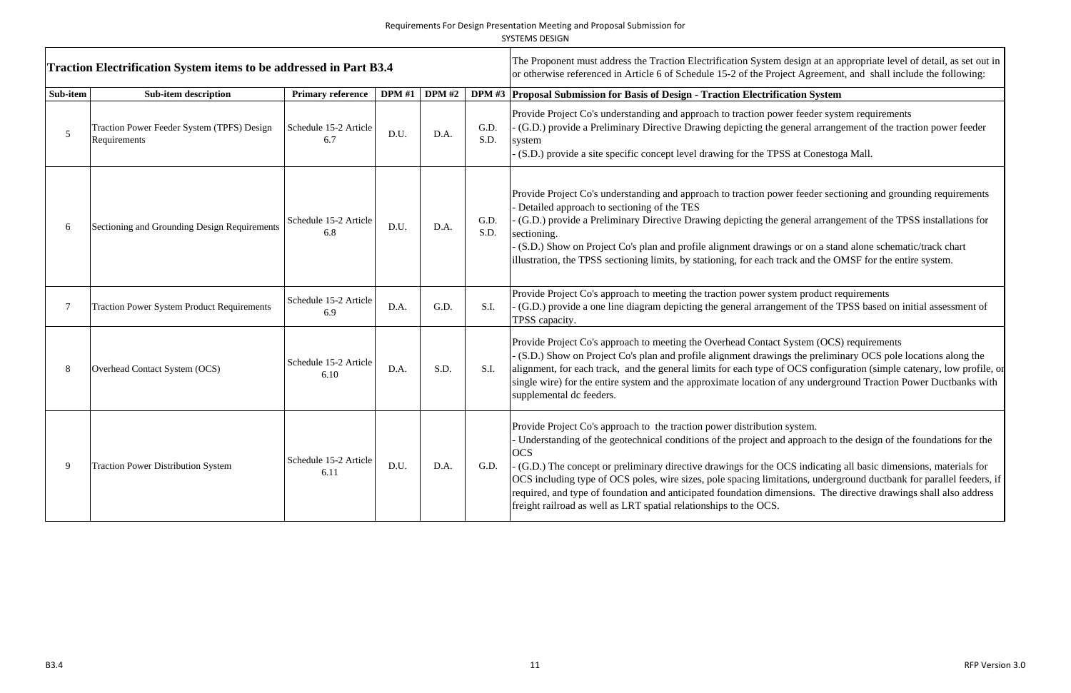Requirements For Design Presentation Meeting and Proposal Submission for SYSTEMS DESIGN

| Traction Electrification System items to be addressed in Part B3.4 | | | | | | The Proponent must address the Traction Electrification System design at an appropriate level of detail, as set out in or otherwise referenced in Article 6 of Schedule 15-2 of the Project Agreement, and shall include the following: |
|---|---|---|---|---|---|---|
| **Sub-item** | **Sub-item description** | **Primary reference** | **DPM #1** | **DPM #2** | **DPM #3** | **Proposal Submission for Basis of Design - Traction Electrification System** |
| 5 | Traction Power Feeder System (TPFS) Design Requirements | Schedule 15-2 Article 6.7 | D.U. | D.A. | G.D. S.D. | Provide Project Co's understanding and approach to traction power feeder system requirements<br>- (G.D.) provide a Preliminary Directive Drawing depicting the general arrangement of the traction power feeder system<br>- (S.D.) provide a site specific concept level drawing for the TPSS at Conestoga Mall. |
| 6 | Sectioning and Grounding Design Requirements | Schedule 15-2 Article 6.8 | D.U. | D.A. | G.D. S.D. | Provide Project Co's understanding and approach to traction power feeder sectioning and grounding requirements<br>- Detailed approach to sectioning of the TES<br>- (G.D.) provide a Preliminary Directive Drawing depicting the general arrangement of the TPSS installations for sectioning.<br>- (S.D.) Show on Project Co's plan and profile alignment drawings or on a stand alone schematic/track chart illustration, the TPSS sectioning limits, by stationing, for each track and the OMSF for the entire system. |
| 7 | Traction Power System Product Requirements | Schedule 15-2 Article 6.9 | D.A. | G.D. | S.I. | Provide Project Co's approach to meeting the traction power system product requirements<br>- (G.D.) provide a one line diagram depicting the general arrangement of the TPSS based on initial assessment of TPSS capacity. |
| 8 | Overhead Contact System (OCS) | Schedule 15-2 Article 6.10 | D.A. | S.D. | S.I. | Provide Project Co's approach to meeting the Overhead Contact System (OCS) requirements<br>- (S.D.) Show on Project Co's plan and profile alignment drawings the preliminary OCS pole locations along the alignment, for each track, and the general limits for each type of OCS configuration (simple catenary, low profile, or single wire) for the entire system and the approximate location of any underground Traction Power Ductbanks with supplemental dc feeders. |
| 9 | Traction Power Distribution System | Schedule 15-2 Article 6.11 | D.U. | D.A. | G.D. | Provide Project Co's approach to the traction power distribution system.<br>- Understanding of the geotechnical conditions of the project and approach to the design of the foundations for the OCS<br>- (G.D.) The concept or preliminary directive drawings for the OCS indicating all basic dimensions, materials for OCS including type of OCS poles, wire sizes, pole spacing limitations, underground ductbank for parallel feeders, if required, and type of foundation and anticipated foundation dimensions. The directive drawings shall also address freight railroad as well as LRT spatial relationships to the OCS. |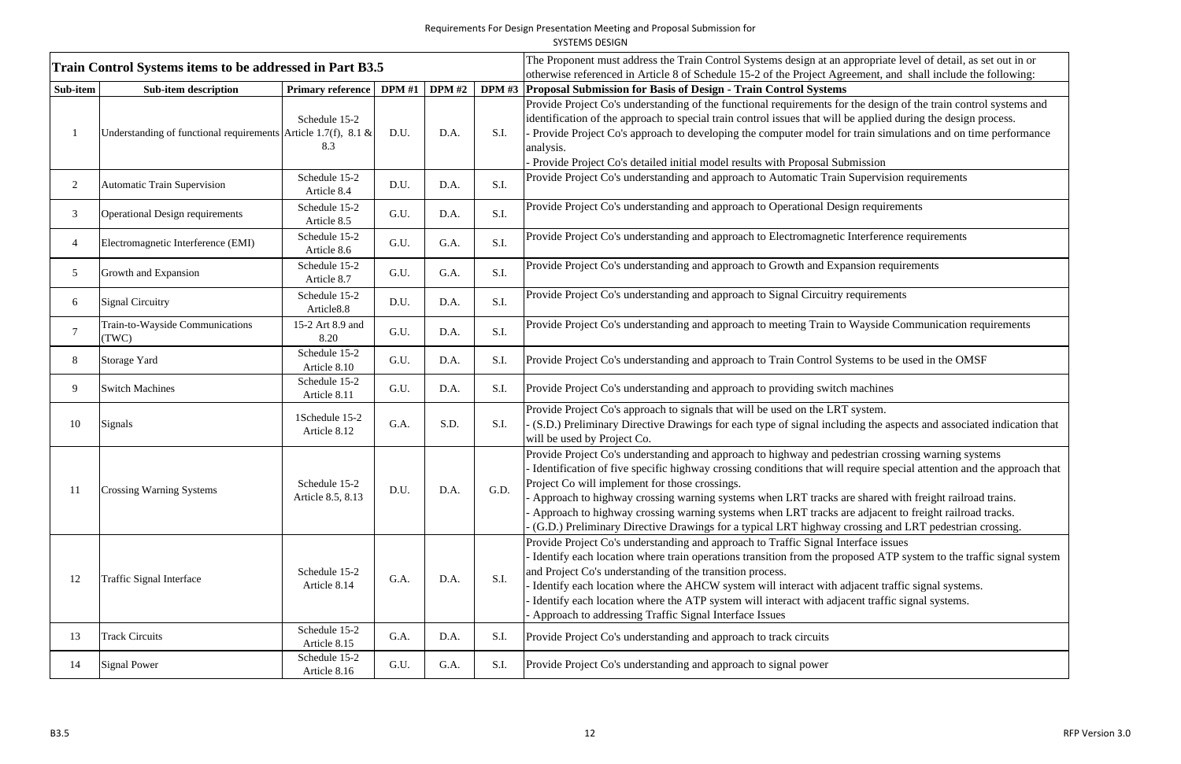Requirements For Design Presentation Meeting and Proposal Submission for
SYSTEMS DESIGN

| **Train Control Systems items to be addressed in Part B3.5** | | | | | | The Proponent must address the Train Control Systems design at an appropriate level of detail, as set out in or otherwise referenced in Article 8 of Schedule 15-2 of the Project Agreement, and shall include the following: |
|---|---|---|---|---|---|---|
| **Sub-item** | **Sub-item description** | **Primary reference** | **DPM #1** | **DPM #2** | **DPM #3** | **Proposal Submission for Basis of Design - Train Control Systems** |
| 1 | Understanding of functional requirements | Schedule 15-2 Article 1.7(f), 8.1 & 8.3 | D.U. | D.A. | S.I. | Provide Project Co's understanding of the functional requirements for the design of the train control systems and identification of the approach to special train control issues that will be applied during the design process.<br>- Provide Project Co's approach to developing the computer model for train simulations and on time performance analysis.<br>- Provide Project Co's detailed initial model results with Proposal Submission |
| 2 | Automatic Train Supervision | Schedule 15-2 Article 8.4 | D.U. | D.A. | S.I. | Provide Project Co's understanding and approach to Automatic Train Supervision requirements |
| 3 | Operational Design requirements | Schedule 15-2 Article 8.5 | G.U. | D.A. | S.I. | Provide Project Co's understanding and approach to Operational Design requirements |
| 4 | Electromagnetic Interference (EMI) | Schedule 15-2 Article 8.6 | G.U. | G.A. | S.I. | Provide Project Co's understanding and approach to Electromagnetic Interference requirements |
| 5 | Growth and Expansion | Schedule 15-2 Article 8.7 | G.U. | G.A. | S.I. | Provide Project Co's understanding and approach to Growth and Expansion requirements |
| 6 | Signal Circuitry | Schedule 15-2 Article8.8 | D.U. | D.A. | S.I. | Provide Project Co's understanding and approach to Signal Circuitry requirements |
| 7 | Train-to-Wayside Communications (TWC) | 15-2 Art 8.9 and 8.20 | G.U. | D.A. | S.I. | Provide Project Co's understanding and approach to meeting Train to Wayside Communication requirements |
| 8 | Storage Yard | Schedule 15-2 Article 8.10 | G.U. | D.A. | S.I. | Provide Project Co's understanding and approach to Train Control Systems to be used in the OMSF |
| 9 | Switch Machines | Schedule 15-2 Article 8.11 | G.U. | D.A. | S.I. | Provide Project Co's understanding and approach to providing switch machines |
| 10 | Signals | 1Schedule 15-2 Article 8.12 | G.A. | S.D. | S.I. | Provide Project Co's approach to signals that will be used on the LRT system.<br>- (S.D.) Preliminary Directive Drawings for each type of signal including the aspects and associated indication that will be used by Project Co. |
| 11 | Crossing Warning Systems | Schedule 15-2 Article 8.5, 8.13 | D.U. | D.A. | G.D. | Provide Project Co's understanding and approach to highway and pedestrian crossing warning systems<br>- Identification of five specific highway crossing conditions that will require special attention and the approach that Project Co will implement for those crossings.<br>- Approach to highway crossing warning systems when LRT tracks are shared with freight railroad trains.<br>- Approach to highway crossing warning systems when LRT tracks are adjacent to freight railroad tracks.<br>- (G.D.) Preliminary Directive Drawings for a typical LRT highway crossing and LRT pedestrian crossing. |
| 12 | Traffic Signal Interface | Schedule 15-2 Article 8.14 | G.A. | D.A. | S.I. | Provide Project Co's understanding and approach to Traffic Signal Interface issues<br>- Identify each location where train operations transition from the proposed ATP system to the traffic signal system and Project Co's understanding of the transition process.<br>- Identify each location where the AHCW system will interact with adjacent traffic signal systems.<br>- Identify each location where the ATP system will interact with adjacent traffic signal systems.<br>- Approach to addressing Traffic Signal Interface Issues |
| 13 | Track Circuits | Schedule 15-2 Article 8.15 | G.A. | D.A. | S.I. | Provide Project Co's understanding and approach to track circuits |
| 14 | Signal Power | Schedule 15-2 Article 8.16 | G.U. | G.A. | S.I. | Provide Project Co's understanding and approach to signal power |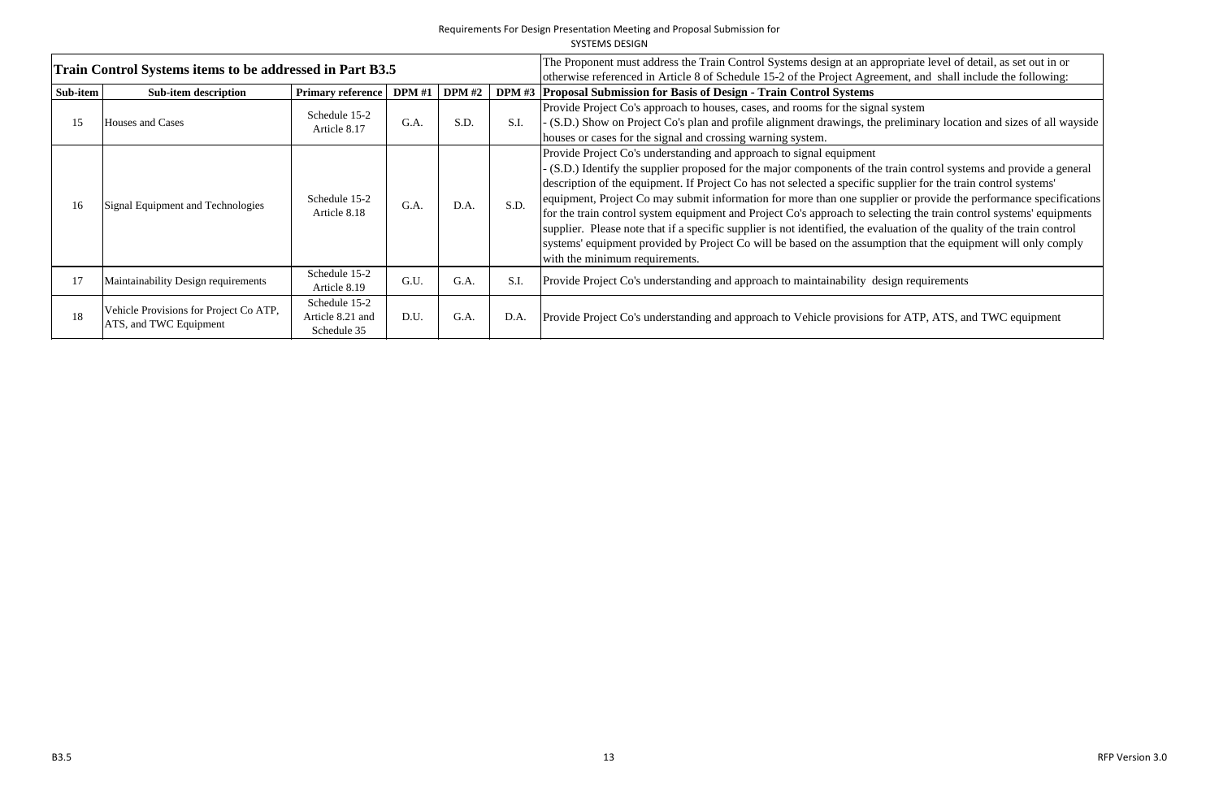Requirements For Design Presentation Meeting and Proposal Submission for
SYSTEMS DESIGN

| Train Control Systems items to be addressed in Part B3.5 | | | | | | The Proponent must address the Train Control Systems design at an appropriate level of detail, as set out in or otherwise referenced in Article 8 of Schedule 15-2 of the Project Agreement, and shall include the following: |
|---|---|---|---|---|---|---|
| **Sub-item** | **Sub-item description** | **Primary reference** | **DPM #1** | **DPM #2** | **DPM #3** | **Proposal Submission for Basis of Design - Train Control Systems** |
| 15 | Houses and Cases | Schedule 15-2 Article 8.17 | G.A. | S.D. | S.I. | Provide Project Co's approach to houses, cases, and rooms for the signal system<br>- (S.D.) Show on Project Co's plan and profile alignment drawings, the preliminary location and sizes of all wayside houses or cases for the signal and crossing warning system. |
| 16 | Signal Equipment and Technologies | Schedule 15-2 Article 8.18 | G.A. | D.A. | S.D. | Provide Project Co's understanding and approach to signal equipment<br>- (S.D.) Identify the supplier proposed for the major components of the train control systems and provide a general description of the equipment. If Project Co has not selected a specific supplier for the train control systems' equipment, Project Co may submit information for more than one supplier or provide the performance specifications for the train control system equipment and Project Co's approach to selecting the train control systems' equipments supplier. Please note that if a specific supplier is not identified, the evaluation of the quality of the train control systems' equipment provided by Project Co will be based on the assumption that the equipment will only comply with the minimum requirements. |
| 17 | Maintainability Design requirements | Schedule 15-2 Article 8.19 | G.U. | G.A. | S.I. | Provide Project Co's understanding and approach to maintainability design requirements |
| 18 | Vehicle Provisions for Project Co ATP, ATS, and TWC Equipment | Schedule 15-2 Article 8.21 and Schedule 35 | D.U. | G.A. | D.A. | Provide Project Co's understanding and approach to Vehicle provisions for ATP, ATS, and TWC equipment |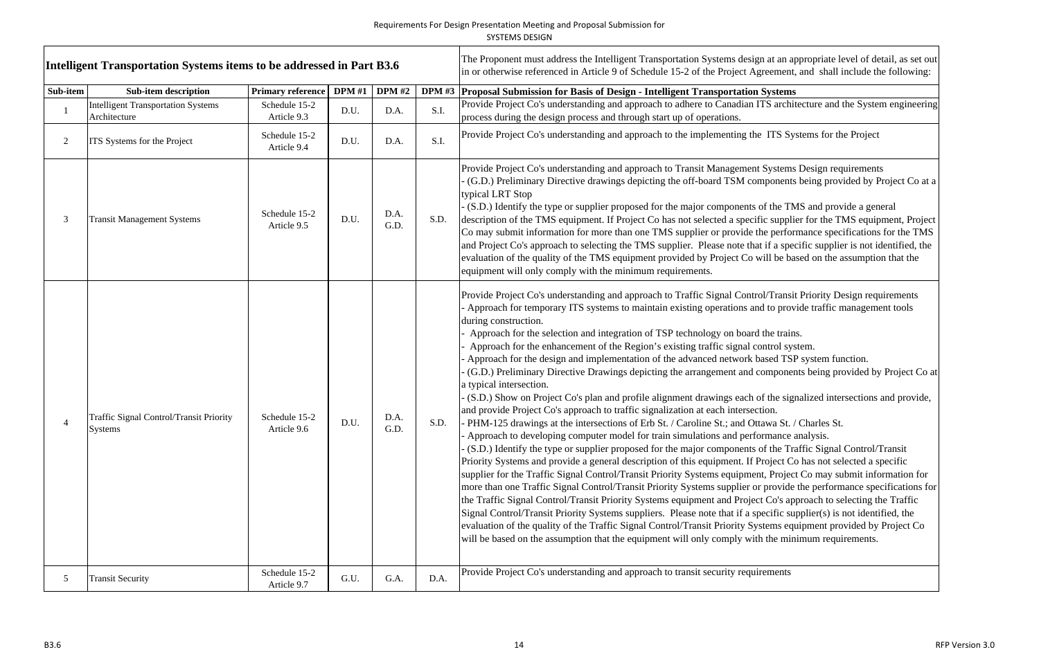Requirements For Design Presentation Meeting and Proposal Submission for SYSTEMS DESIGN

| Intelligent Transportation Systems items to be addressed in Part B3.6 | | | | | | The Proponent must address the Intelligent Transportation Systems design at an appropriate level of detail, as set out in or otherwise referenced in Article 9 of Schedule 15-2 of the Project Agreement, and shall include the following: |
|---|---|---|---|---|---|---|
| **Sub-item** | **Sub-item description** | **Primary reference** | **DPM #1** | **DPM #2** | **DPM #3** | **Proposal Submission for Basis of Design - Intelligent Transportation Systems** |
| 1 | Intelligent Transportation Systems Architecture | Schedule 15-2 Article 9.3 | D.U. | D.A. | S.I. | Provide Project Co's understanding and approach to adhere to Canadian ITS architecture and the System engineering process during the design process and through start up of operations. |
| 2 | ITS Systems for the Project | Schedule 15-2 Article 9.4 | D.U. | D.A. | S.I. | Provide Project Co's understanding and approach to the implementing the ITS Systems for the Project |
| 3 | Transit Management Systems | Schedule 15-2 Article 9.5 | D.U. | D.A. G.D. | S.D. | Provide Project Co's understanding and approach to Transit Management Systems Design requirements<br>- (G.D.) Preliminary Directive drawings depicting the off-board TSM components being provided by Project Co at a typical LRT Stop<br>- (S.D.) Identify the type or supplier proposed for the major components of the TMS and provide a general description of the TMS equipment. If Project Co has not selected a specific supplier for the TMS equipment, Project Co may submit information for more than one TMS supplier or provide the performance specifications for the TMS and Project Co's approach to selecting the TMS supplier. Please note that if a specific supplier is not identified, the evaluation of the quality of the TMS equipment provided by Project Co will be based on the assumption that the equipment will only comply with the minimum requirements. |
| 4 | Traffic Signal Control/Transit Priority Systems | Schedule 15-2 Article 9.6 | D.U. | D.A. G.D. | S.D. | Provide Project Co's understanding and approach to Traffic Signal Control/Transit Priority Design requirements<br>- Approach for temporary ITS systems to maintain existing operations and to provide traffic management tools during construction.<br>- Approach for the selection and integration of TSP technology on board the trains.<br>- Approach for the enhancement of the Region's existing traffic signal control system.<br>- Approach for the design and implementation of the advanced network based TSP system function.<br>- (G.D.) Preliminary Directive Drawings depicting the arrangement and components being provided by Project Co at a typical intersection.<br>- (S.D.) Show on Project Co's plan and profile alignment drawings each of the signalized intersections and provide, and provide Project Co's approach to traffic signalization at each intersection.<br>- PHM-125 drawings at the intersections of Erb St. / Caroline St.; and Ottawa St. / Charles St.<br>- Approach to developing computer model for train simulations and performance analysis.<br>- (S.D.) Identify the type or supplier proposed for the major components of the Traffic Signal Control/Transit Priority Systems and provide a general description of this equipment. If Project Co has not selected a specific supplier for the Traffic Signal Control/Transit Priority Systems equipment, Project Co may submit information for more than one Traffic Signal Control/Transit Priority Systems supplier or provide the performance specifications for the Traffic Signal Control/Transit Priority Systems equipment and Project Co's approach to selecting the Traffic Signal Control/Transit Priority Systems suppliers. Please note that if a specific supplier(s) is not identified, the evaluation of the quality of the Traffic Signal Control/Transit Priority Systems equipment provided by Project Co will be based on the assumption that the equipment will only comply with the minimum requirements. |
| 5 | Transit Security | Schedule 15-2 Article 9.7 | G.U. | G.A. | D.A. | Provide Project Co's understanding and approach to transit security requirements |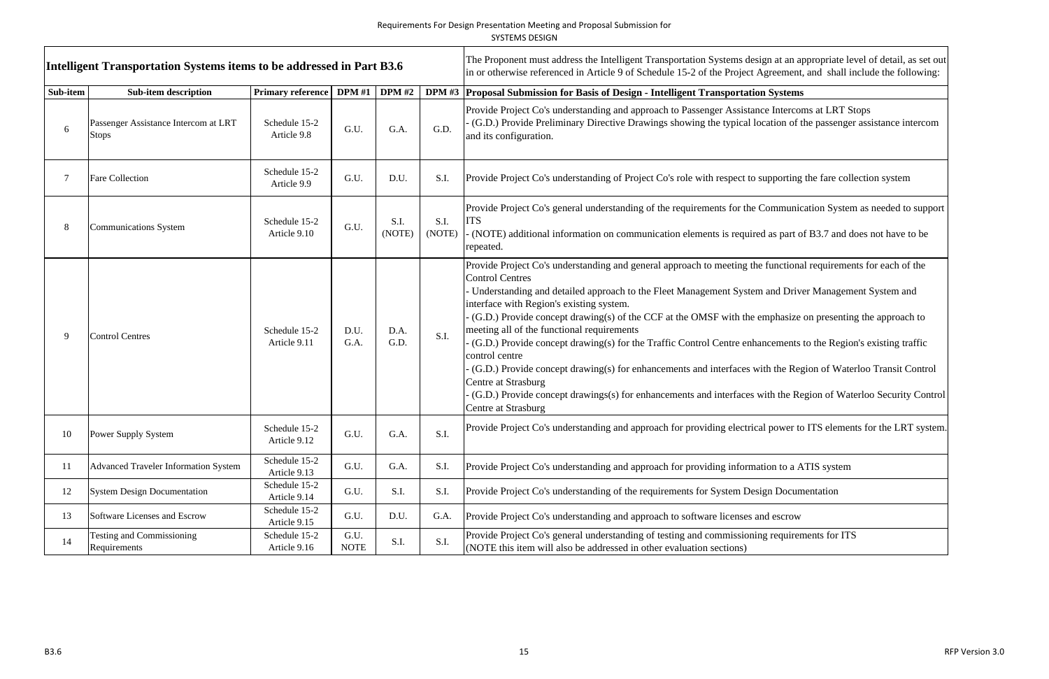Requirements For Design Presentation Meeting and Proposal Submission for SYSTEMS DESIGN

| Intelligent Transportation Systems items to be addressed in Part B3.6 | | | | | | The Proponent must address the Intelligent Transportation Systems design at an appropriate level of detail, as set out in or otherwise referenced in Article 9 of Schedule 15-2 of the Project Agreement, and shall include the following: |
|---|---|---|---|---|---|---|
| **Sub-item** | **Sub-item description** | **Primary reference** | **DPM #1** | **DPM #2** | **DPM #3** | **Proposal Submission for Basis of Design - Intelligent Transportation Systems** |
| 6 | Passenger Assistance Intercom at LRT Stops | Schedule 15-2 Article 9.8 | G.U. | G.A. | G.D. | Provide Project Co's understanding and approach to Passenger Assistance Intercoms at LRT Stops<br>- (G.D.) Provide Preliminary Directive Drawings showing the typical location of the passenger assistance intercom and its configuration. |
| 7 | Fare Collection | Schedule 15-2 Article 9.9 | G.U. | D.U. | S.I. | Provide Project Co's understanding of Project Co's role with respect to supporting the fare collection system |
| 8 | Communications System | Schedule 15-2 Article 9.10 | G.U. | S.I. (NOTE) | S.I. (NOTE) | Provide Project Co's general understanding of the requirements for the Communication System as needed to support ITS<br>- (NOTE) additional information on communication elements is required as part of B3.7 and does not have to be repeated. |
| 9 | Control Centres | Schedule 15-2 Article 9.11 | D.U. G.A. | D.A. G.D. | S.I. | Provide Project Co's understanding and general approach to meeting the functional requirements for each of the Control Centres<br>- Understanding and detailed approach to the Fleet Management System and Driver Management System and interface with Region's existing system.<br>- (G.D.) Provide concept drawing(s) of the CCF at the OMSF with the emphasize on presenting the approach to meeting all of the functional requirements<br>- (G.D.) Provide concept drawing(s) for the Traffic Control Centre enhancements to the Region's existing traffic control centre<br>- (G.D.) Provide concept drawing(s) for enhancements and interfaces with the Region of Waterloo Transit Control Centre at Strasburg<br>- (G.D.) Provide concept drawings(s) for enhancements and interfaces with the Region of Waterloo Security Control Centre at Strasburg |
| 10 | Power Supply System | Schedule 15-2 Article 9.12 | G.U. | G.A. | S.I. | Provide Project Co's understanding and approach for providing electrical power to ITS elements for the LRT system. |
| 11 | Advanced Traveler Information System | Schedule 15-2 Article 9.13 | G.U. | G.A. | S.I. | Provide Project Co's understanding and approach for providing information to a ATIS system |
| 12 | System Design Documentation | Schedule 15-2 Article 9.14 | G.U. | S.I. | S.I. | Provide Project Co's understanding of the requirements for System Design Documentation |
| 13 | Software Licenses and Escrow | Schedule 15-2 Article 9.15 | G.U. | D.U. | G.A. | Provide Project Co's understanding and approach to software licenses and escrow |
| 14 | Testing and Commissioning Requirements | Schedule 15-2 Article 9.16 | G.U. NOTE | S.I. | S.I. | Provide Project Co's general understanding of testing and commissioning requirements for ITS<br>(NOTE this item will also be addressed in other evaluation sections) |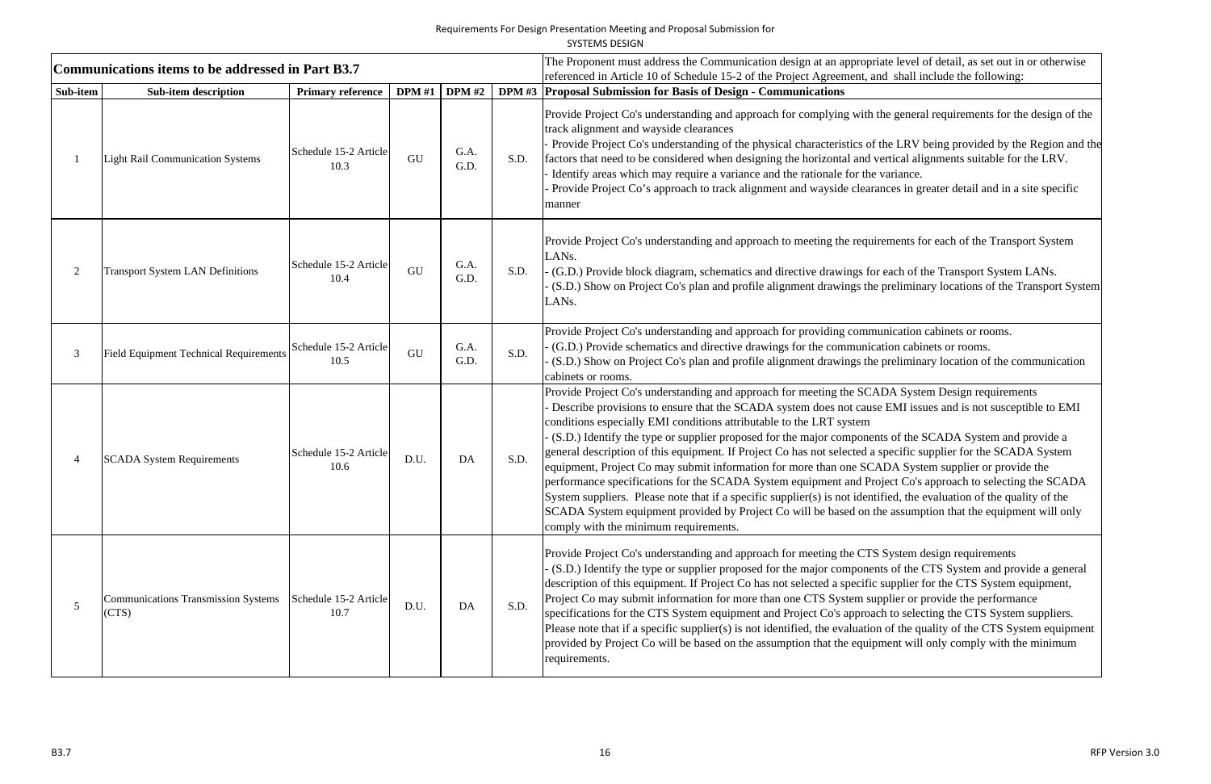Requirements For Design Presentation Meeting and Proposal Submission for
SYSTEMS DESIGN

| Communications items to be addressed in Part B3.7 | | | | | | The Proponent must address the Communication design at an appropriate level of detail, as set out in or otherwise referenced in Article 10 of Schedule 15-2 of the Project Agreement, and shall include the following: |
|---|---|---|---|---|---|---|
| **Sub-item** | **Sub-item description** | **Primary reference** | **DPM #1** | **DPM #2** | **DPM #3** | **Proposal Submission for Basis of Design - Communications** |
| 1 | Light Rail Communication Systems | Schedule 15-2 Article 10.3 | GU | G.A. G.D. | S.D. | Provide Project Co's understanding and approach for complying with the general requirements for the design of the track alignment and wayside clearances<br>- Provide Project Co's understanding of the physical characteristics of the LRV being provided by the Region and the factors that need to be considered when designing the horizontal and vertical alignments suitable for the LRV.<br>- Identify areas which may require a variance and the rationale for the variance.<br>- Provide Project Co's approach to track alignment and wayside clearances in greater detail and in a site specific manner |
| 2 | Transport System LAN Definitions | Schedule 15-2 Article 10.4 | GU | G.A. G.D. | S.D. | Provide Project Co's understanding and approach to meeting the requirements for each of the Transport System LANs.<br>- (G.D.) Provide block diagram, schematics and directive drawings for each of the Transport System LANs.<br>- (S.D.) Show on Project Co's plan and profile alignment drawings the preliminary locations of the Transport System LANs. |
| 3 | Field Equipment Technical Requirements | Schedule 15-2 Article 10.5 | GU | G.A. G.D. | S.D. | Provide Project Co's understanding and approach for providing communication cabinets or rooms.<br>- (G.D.) Provide schematics and directive drawings for the communication cabinets or rooms.<br>- (S.D.) Show on Project Co's plan and profile alignment drawings the preliminary location of the communication cabinets or rooms. |
| 4 | SCADA System Requirements | Schedule 15-2 Article 10.6 | D.U. | DA | S.D. | Provide Project Co's understanding and approach for meeting the SCADA System Design requirements<br>- Describe provisions to ensure that the SCADA system does not cause EMI issues and is not susceptible to EMI conditions especially EMI conditions attributable to the LRT system<br>- (S.D.) Identify the type or supplier proposed for the major components of the SCADA System and provide a general description of this equipment. If Project Co has not selected a specific supplier for the SCADA System equipment, Project Co may submit information for more than one SCADA System supplier or provide the performance specifications for the SCADA System equipment and Project Co's approach to selecting the SCADA System suppliers. Please note that if a specific supplier(s) is not identified, the evaluation of the quality of the SCADA System equipment provided by Project Co will be based on the assumption that the equipment will only comply with the minimum requirements. |
| 5 | Communications Transmission Systems (CTS) | Schedule 15-2 Article 10.7 | D.U. | DA | S.D. | Provide Project Co's understanding and approach for meeting the CTS System design requirements<br>- (S.D.) Identify the type or supplier proposed for the major components of the CTS System and provide a general description of this equipment. If Project Co has not selected a specific supplier for the CTS System equipment, Project Co may submit information for more than one CTS System supplier or provide the performance specifications for the CTS System equipment and Project Co's approach to selecting the CTS System suppliers. Please note that if a specific supplier(s) is not identified, the evaluation of the quality of the CTS System equipment provided by Project Co will be based on the assumption that the equipment will only comply with the minimum requirements. |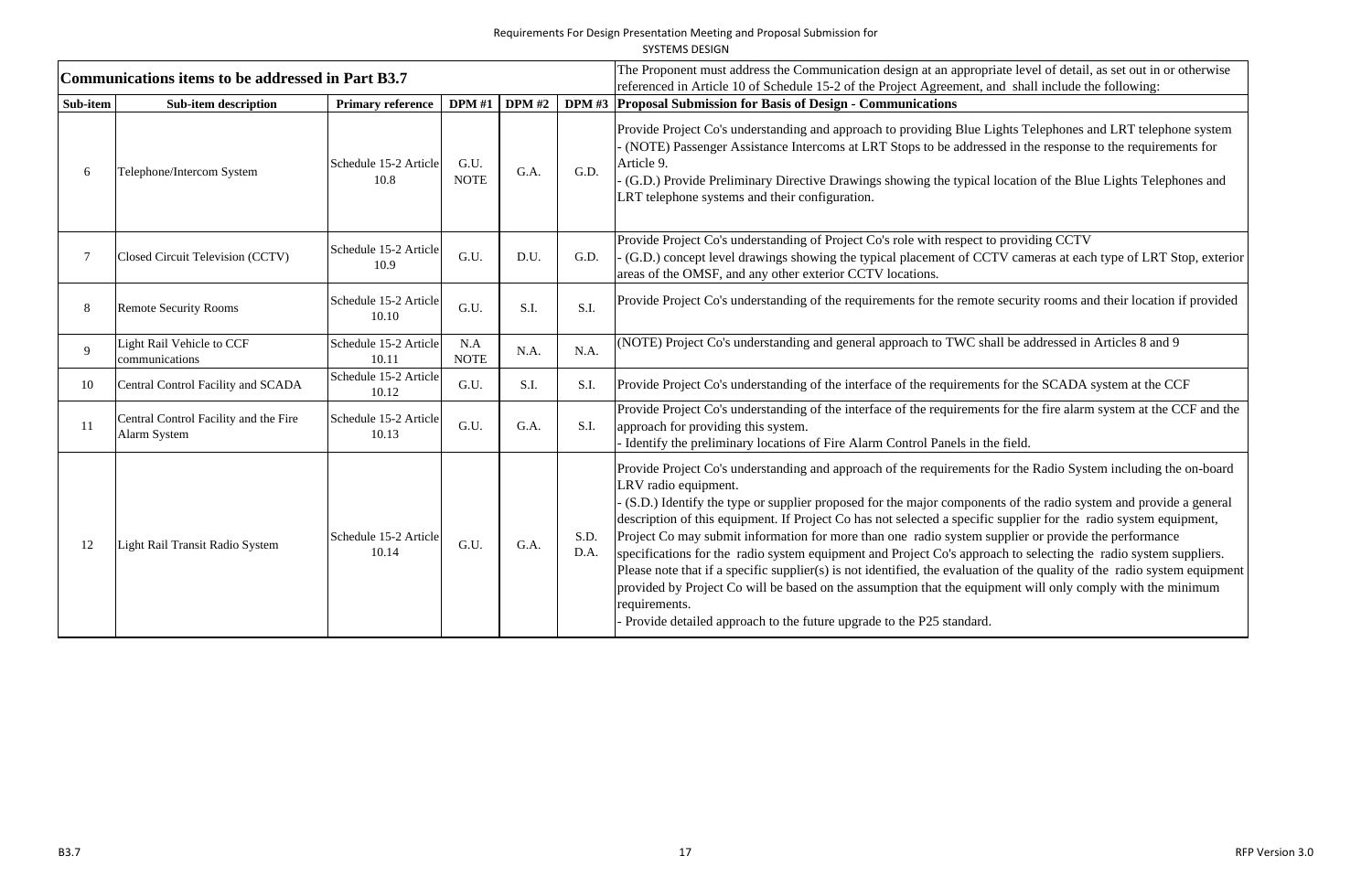Requirements For Design Presentation Meeting and Proposal Submission for

SYSTEMS DESIGN

| Communications items to be addressed in Part B3.7 | | | | | | The Proponent must address the Communication design at an appropriate level of detail, as set out in or otherwise referenced in Article 10 of Schedule 15-2 of the Project Agreement, and shall include the following: |
|---|---|---|---|---|---|---|
| **Sub-item** | **Sub-item description** | **Primary reference** | **DPM #1** | **DPM #2** | **DPM #3** | **Proposal Submission for Basis of Design - Communications** |
| 6 | Telephone/Intercom System | Schedule 15-2 Article 10.8 | G.U. NOTE | G.A. | G.D. | Provide Project Co's understanding and approach to providing Blue Lights Telephones and LRT telephone system<br>- (NOTE) Passenger Assistance Intercoms at LRT Stops to be addressed in the response to the requirements for Article 9.<br>- (G.D.) Provide Preliminary Directive Drawings showing the typical location of the Blue Lights Telephones and LRT telephone systems and their configuration. |
| 7 | Closed Circuit Television (CCTV) | Schedule 15-2 Article 10.9 | G.U. | D.U. | G.D. | Provide Project Co's understanding of Project Co's role with respect to providing CCTV<br>- (G.D.) concept level drawings showing the typical placement of CCTV cameras at each type of LRT Stop, exterior areas of the OMSF, and any other exterior CCTV locations. |
| 8 | Remote Security Rooms | Schedule 15-2 Article 10.10 | G.U. | S.I. | S.I. | Provide Project Co's understanding of the requirements for the remote security rooms and their location if provided |
| 9 | Light Rail Vehicle to CCF communications | Schedule 15-2 Article 10.11 | N.A NOTE | N.A. | N.A. | (NOTE) Project Co's understanding and general approach to TWC shall be addressed in Articles 8 and 9 |
| 10 | Central Control Facility and SCADA | Schedule 15-2 Article 10.12 | G.U. | S.I. | S.I. | Provide Project Co's understanding of the interface of the requirements for the SCADA system at the CCF |
| 11 | Central Control Facility and the Fire Alarm System | Schedule 15-2 Article 10.13 | G.U. | G.A. | S.I. | Provide Project Co's understanding of the interface of the requirements for the fire alarm system at the CCF and the approach for providing this system.<br>- Identify the preliminary locations of Fire Alarm Control Panels in the field. |
| 12 | Light Rail Transit Radio System | Schedule 15-2 Article 10.14 | G.U. | G.A. | S.D. D.A. | Provide Project Co's understanding and approach of the requirements for the Radio System including the on-board LRV radio equipment.<br>- (S.D.) Identify the type or supplier proposed for the major components of the radio system and provide a general description of this equipment. If Project Co has not selected a specific supplier for the radio system equipment, Project Co may submit information for more than one radio system supplier or provide the performance specifications for the radio system equipment and Project Co's approach to selecting the radio system suppliers. Please note that if a specific supplier(s) is not identified, the evaluation of the quality of the radio system equipment provided by Project Co will be based on the assumption that the equipment will only comply with the minimum requirements.<br>- Provide detailed approach to the future upgrade to the P25 standard. |

B3.7

RFP Version 3.0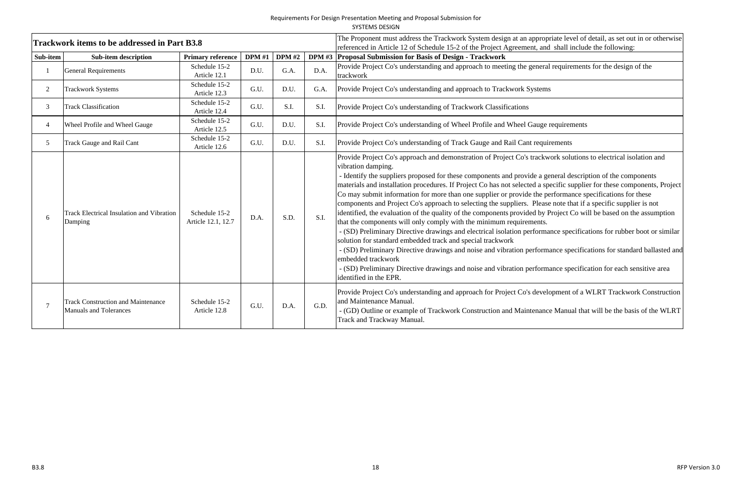Requirements For Design Presentation Meeting and Proposal Submission for

SYSTEMS DESIGN

| Trackwork items to be addressed in Part B3.8 | | | | | | The Proponent must address the Trackwork System design at an appropriate level of detail, as set out in or otherwise referenced in Article 12 of Schedule 15-2 of the Project Agreement, and shall include the following: |
|---|---|---|---|---|---|---|
| **Sub-item** | **Sub-item description** | **Primary reference** | **DPM #1** | **DPM #2** | **DPM #3** | **Proposal Submission for Basis of Design - Trackwork** |
| 1 | General Requirements | Schedule 15-2 Article 12.1 | D.U. | G.A. | D.A. | Provide Project Co's understanding and approach to meeting the general requirements for the design of the trackwork |
| 2 | Trackwork Systems | Schedule 15-2 Article 12.3 | G.U. | D.U. | G.A. | Provide Project Co's understanding and approach to Trackwork Systems |
| 3 | Track Classification | Schedule 15-2 Article 12.4 | G.U. | S.I. | S.I. | Provide Project Co's understanding of Trackwork Classifications |
| 4 | Wheel Profile and Wheel Gauge | Schedule 15-2 Article 12.5 | G.U. | D.U. | S.I. | Provide Project Co's understanding of Wheel Profile and Wheel Gauge requirements |
| 5 | Track Gauge and Rail Cant | Schedule 15-2 Article 12.6 | G.U. | D.U. | S.I. | Provide Project Co's understanding of Track Gauge and Rail Cant requirements |
| 6 | Track Electrical Insulation and Vibration Damping | Schedule 15-2 Article 12.1, 12.7 | D.A. | S.D. | S.I. | Provide Project Co's approach and demonstration of Project Co's trackwork solutions to electrical isolation and vibration damping.<br>- Identify the suppliers proposed for these components and provide a general description of the components materials and installation procedures. If Project Co has not selected a specific supplier for these components, Project Co may submit information for more than one supplier or provide the performance specifications for these components and Project Co's approach to selecting the suppliers. Please note that if a specific supplier is not identified, the evaluation of the quality of the components provided by Project Co will be based on the assumption that the components will only comply with the minimum requirements.<br>- (SD) Preliminary Directive drawings and electrical isolation performance specifications for rubber boot or similar solution for standard embedded track and special trackwork<br>- (SD) Preliminary Directive drawings and noise and vibration performance specifications for standard ballasted and embedded trackwork<br>- (SD) Preliminary Directive drawings and noise and vibration performance specification for each sensitive area identified in the EPR. |
| 7 | Track Construction and Maintenance Manuals and Tolerances | Schedule 15-2 Article 12.8 | G.U. | D.A. | G.D. | Provide Project Co's understanding and approach for Project Co's development of a WLRT Trackwork Construction and Maintenance Manual.<br>- (GD) Outline or example of Trackwork Construction and Maintenance Manual that will be the basis of the WLRT Track and Trackway Manual. |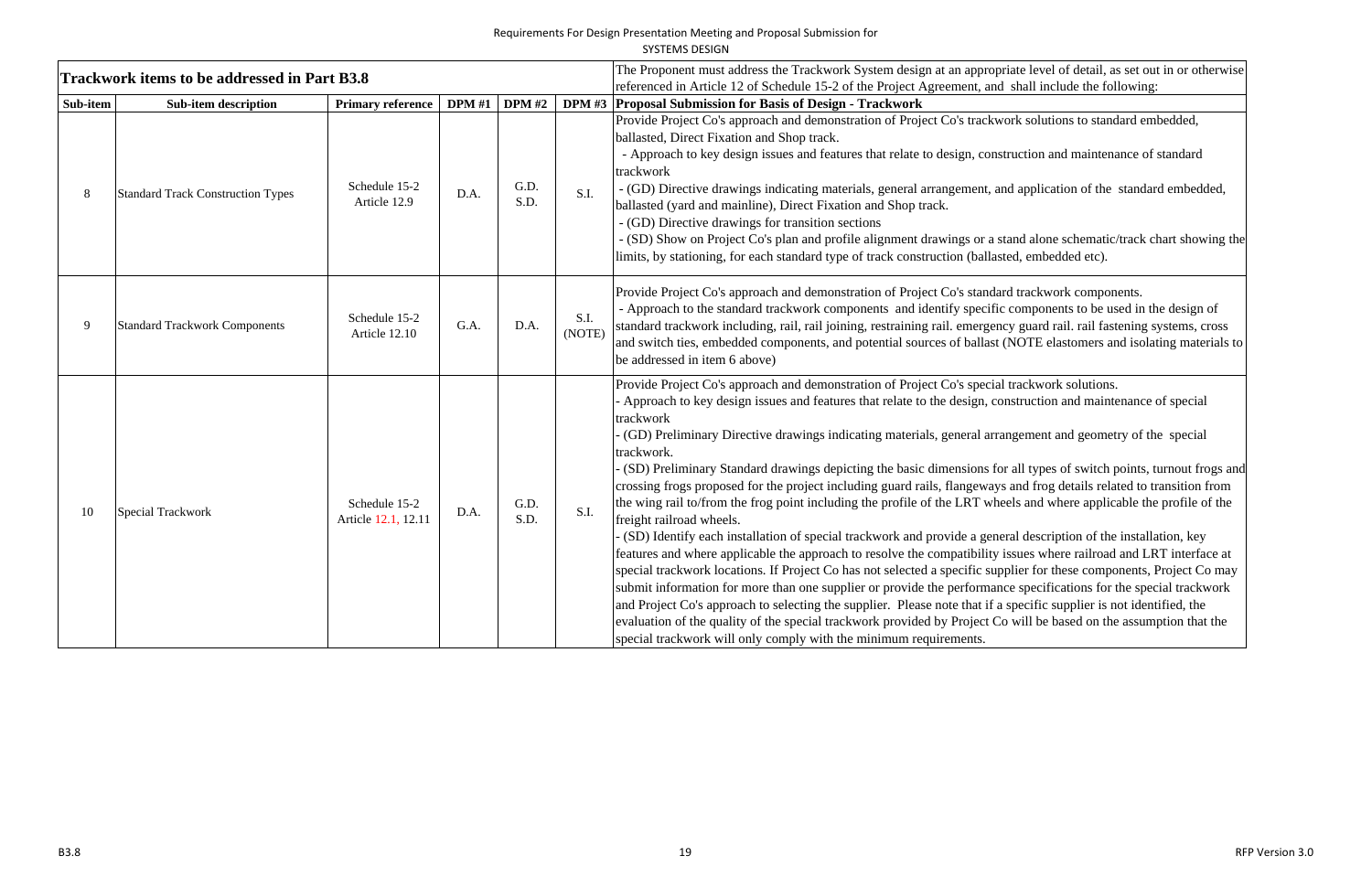Requirements For Design Presentation Meeting and Proposal Submission for
SYSTEMS DESIGN

| Trackwork items to be addressed in Part B3.8 | | | | | | The Proponent must address the Trackwork System design at an appropriate level of detail, as set out in or otherwise referenced in Article 12 of Schedule 15-2 of the Project Agreement, and shall include the following: |
|---|---|---|---|---|---|---|
| **Sub-item** | **Sub-item description** | **Primary reference** | **DPM #1** | **DPM #2** | **DPM #3** | **Proposal Submission for Basis of Design - Trackwork** |
| 8 | Standard Track Construction Types | Schedule 15-2 Article 12.9 | D.A. | G.D. S.D. | S.I. | Provide Project Co's approach and demonstration of Project Co's trackwork solutions to standard embedded, ballasted, Direct Fixation and Shop track.<br>- Approach to key design issues and features that relate to design, construction and maintenance of standard trackwork<br>- (GD) Directive drawings indicating materials, general arrangement, and application of the standard embedded, ballasted (yard and mainline), Direct Fixation and Shop track.<br>- (GD) Directive drawings for transition sections<br>- (SD) Show on Project Co's plan and profile alignment drawings or a stand alone schematic/track chart showing the limits, by stationing, for each standard type of track construction (ballasted, embedded etc). |
| 9 | Standard Trackwork Components | Schedule 15-2 Article 12.10 | G.A. | D.A. | S.I. (NOTE) | Provide Project Co's approach and demonstration of Project Co's standard trackwork components.<br>- Approach to the standard trackwork components and identify specific components to be used in the design of standard trackwork including, rail, rail joining, restraining rail. emergency guard rail. rail fastening systems, cross and switch ties, embedded components, and potential sources of ballast (NOTE elastomers and isolating materials to be addressed in item 6 above) |
| 10 | Special Trackwork | Schedule 15-2 Article 12.1, 12.11 | D.A. | G.D. S.D. | S.I. | Provide Project Co's approach and demonstration of Project Co's special trackwork solutions.<br>- Approach to key design issues and features that relate to the design, construction and maintenance of special trackwork<br>- (GD) Preliminary Directive drawings indicating materials, general arrangement and geometry of the special trackwork.<br>- (SD) Preliminary Standard drawings depicting the basic dimensions for all types of switch points, turnout frogs and crossing frogs proposed for the project including guard rails, flangeways and frog details related to transition from the wing rail to/from the frog point including the profile of the LRT wheels and where applicable the profile of the freight railroad wheels.<br>- (SD) Identify each installation of special trackwork and provide a general description of the installation, key features and where applicable the approach to resolve the compatibility issues where railroad and LRT interface at special trackwork locations. If Project Co has not selected a specific supplier for these components, Project Co may submit information for more than one supplier or provide the performance specifications for the special trackwork and Project Co's approach to selecting the supplier. Please note that if a specific supplier is not identified, the evaluation of the quality of the special trackwork provided by Project Co will be based on the assumption that the special trackwork will only comply with the minimum requirements. |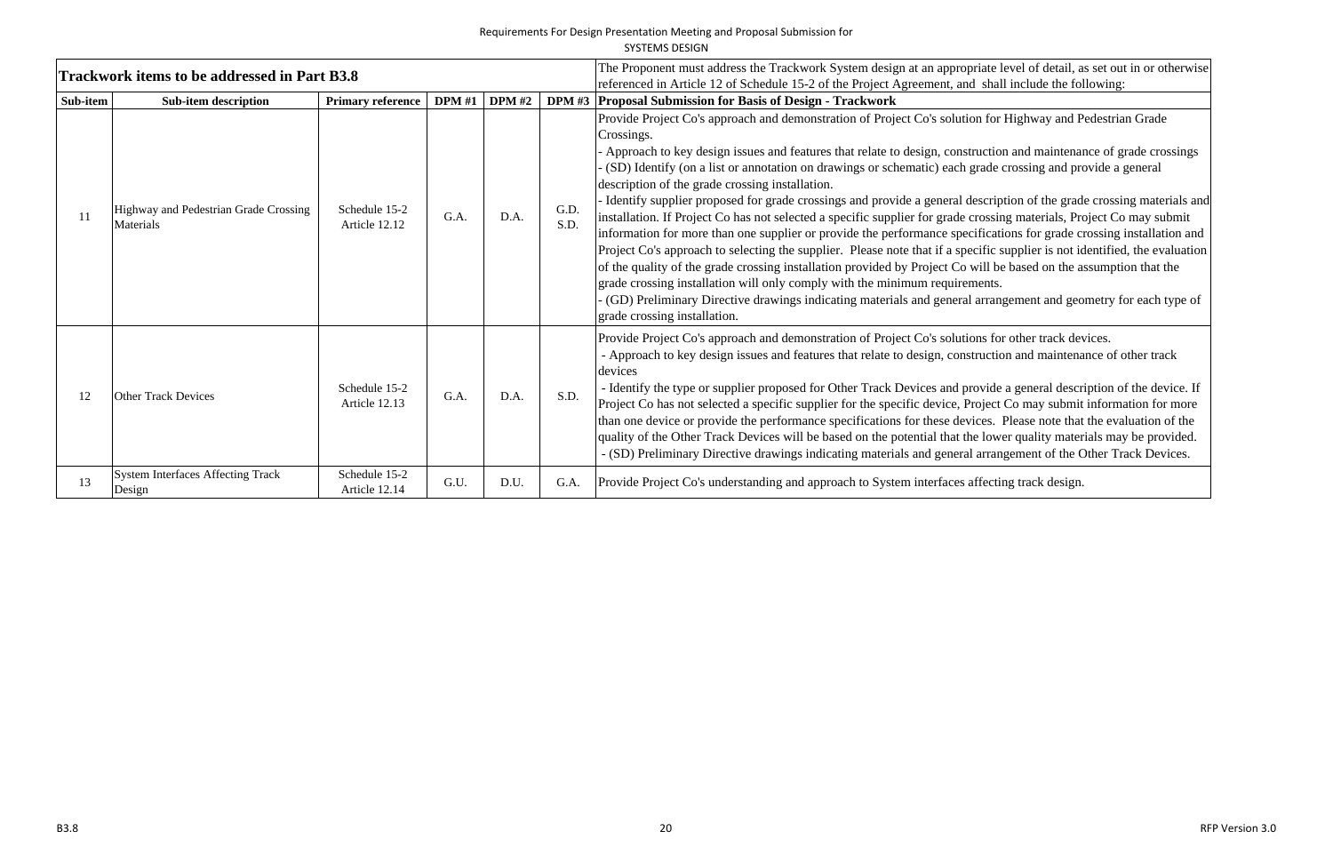Requirements For Design Presentation Meeting and Proposal Submission for SYSTEMS DESIGN

| Trackwork items to be addressed in Part B3.8 | | | | | | The Proponent must address the Trackwork System design at an appropriate level of detail, as set out in or otherwise referenced in Article 12 of Schedule 15-2 of the Project Agreement, and shall include the following: |
|---|---|---|---|---|---|---|
| **Sub-item** | **Sub-item description** | **Primary reference** | **DPM #1** | **DPM #2** | **DPM #3** | **Proposal Submission for Basis of Design - Trackwork** |
| 11 | Highway and Pedestrian Grade Crossing Materials | Schedule 15-2 Article 12.12 | G.A. | D.A. | G.D. S.D. | Provide Project Co's approach and demonstration of Project Co's solution for Highway and Pedestrian Grade Crossings.<br>- Approach to key design issues and features that relate to design, construction and maintenance of grade crossings<br>- (SD) Identify (on a list or annotation on drawings or schematic) each grade crossing and provide a general description of the grade crossing installation.<br>- Identify supplier proposed for grade crossings and provide a general description of the grade crossing materials and installation. If Project Co has not selected a specific supplier for grade crossing materials, Project Co may submit information for more than one supplier or provide the performance specifications for grade crossing installation and Project Co's approach to selecting the supplier. Please note that if a specific supplier is not identified, the evaluation of the quality of the grade crossing installation provided by Project Co will be based on the assumption that the grade crossing installation will only comply with the minimum requirements.<br>- (GD) Preliminary Directive drawings indicating materials and general arrangement and geometry for each type of grade crossing installation. |
| 12 | Other Track Devices | Schedule 15-2 Article 12.13 | G.A. | D.A. | S.D. | Provide Project Co's approach and demonstration of Project Co's solutions for other track devices.<br>- Approach to key design issues and features that relate to design, construction and maintenance of other track devices<br>- Identify the type or supplier proposed for Other Track Devices and provide a general description of the device. If Project Co has not selected a specific supplier for the specific device, Project Co may submit information for more than one device or provide the performance specifications for these devices. Please note that the evaluation of the quality of the Other Track Devices will be based on the potential that the lower quality materials may be provided.<br>- (SD) Preliminary Directive drawings indicating materials and general arrangement of the Other Track Devices. |
| 13 | System Interfaces Affecting Track Design | Schedule 15-2 Article 12.14 | G.U. | D.U. | G.A. | Provide Project Co's understanding and approach to System interfaces affecting track design. |

B3.8

RFP Version 3.0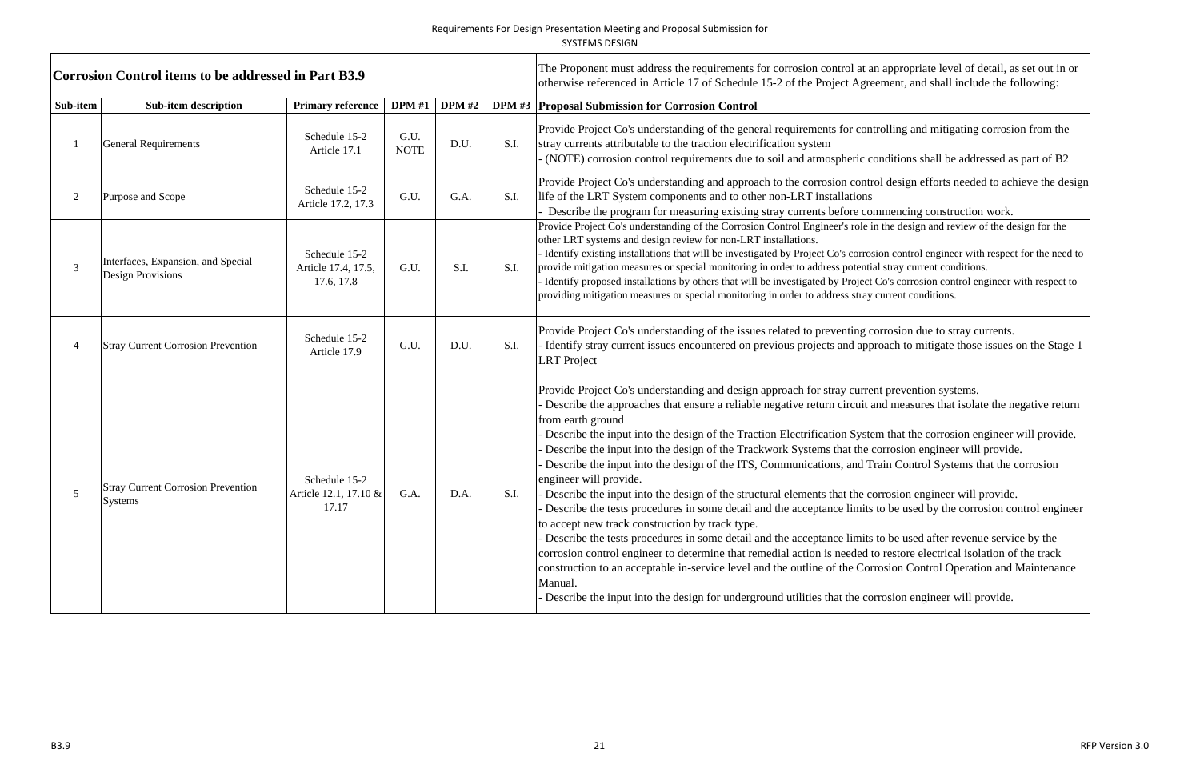Requirements For Design Presentation Meeting and Proposal Submission for SYSTEMS DESIGN

| Corrosion Control items to be addressed in Part B3.9 | | | | | | The Proponent must address the requirements for corrosion control at an appropriate level of detail, as set out in or otherwise referenced in Article 17 of Schedule 15-2 of the Project Agreement, and shall include the following: |
|---|---|---|---|---|---|---|
| **Sub-item** | **Sub-item description** | **Primary reference** | **DPM #1** | **DPM #2** | **DPM #3** | **Proposal Submission for Corrosion Control** |
| 1 | General Requirements | Schedule 15-2 Article 17.1 | G.U. NOTE | D.U. | S.I. | Provide Project Co's understanding of the general requirements for controlling and mitigating corrosion from the stray currents attributable to the traction electrification system<br>- (NOTE) corrosion control requirements due to soil and atmospheric conditions shall be addressed as part of B2 |
| 2 | Purpose and Scope | Schedule 15-2 Article 17.2, 17.3 | G.U. | G.A. | S.I. | Provide Project Co's understanding and approach to the corrosion control design efforts needed to achieve the design life of the LRT System components and to other non-LRT installations<br>- Describe the program for measuring existing stray currents before commencing construction work. |
| 3 | Interfaces, Expansion, and Special Design Provisions | Schedule 15-2 Article 17.4, 17.5, 17.6, 17.8 | G.U. | S.I. | S.I. | Provide Project Co's understanding of the Corrosion Control Engineer's role in the design and review of the design for the other LRT systems and design review for non-LRT installations.<br>- Identify existing installations that will be investigated by Project Co's corrosion control engineer with respect for the need to provide mitigation measures or special monitoring in order to address potential stray current conditions.<br>- Identify proposed installations by others that will be investigated by Project Co's corrosion control engineer with respect to providing mitigation measures or special monitoring in order to address stray current conditions. |
| 4 | Stray Current Corrosion Prevention | Schedule 15-2 Article 17.9 | G.U. | D.U. | S.I. | Provide Project Co's understanding of the issues related to preventing corrosion due to stray currents.<br>- Identify stray current issues encountered on previous projects and approach to mitigate those issues on the Stage 1 LRT Project |
| 5 | Stray Current Corrosion Prevention Systems | Schedule 15-2 Article 12.1, 17.10 & 17.17 | G.A. | D.A. | S.I. | Provide Project Co's understanding and design approach for stray current prevention systems.<br>- Describe the approaches that ensure a reliable negative return circuit and measures that isolate the negative return from earth ground<br>- Describe the input into the design of the Traction Electrification System that the corrosion engineer will provide.<br>- Describe the input into the design of the Trackwork Systems that the corrosion engineer will provide.<br>- Describe the input into the design of the ITS, Communications, and Train Control Systems that the corrosion engineer will provide.<br>- Describe the input into the design of the structural elements that the corrosion engineer will provide.<br>- Describe the tests procedures in some detail and the acceptance limits to be used by the corrosion control engineer to accept new track construction by track type.<br>- Describe the tests procedures in some detail and the acceptance limits to be used after revenue service by the corrosion control engineer to determine that remedial action is needed to restore electrical isolation of the track construction to an acceptable in-service level and the outline of the Corrosion Control Operation and Maintenance Manual.<br>- Describe the input into the design for underground utilities that the corrosion engineer will provide. |